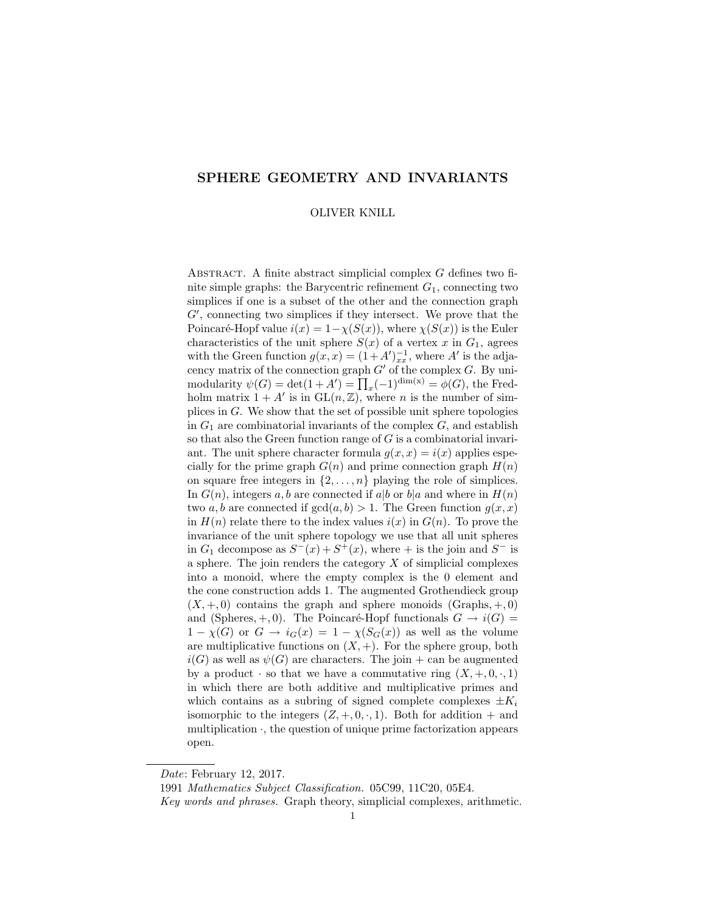# SPHERE GEOMETRY AND INVARIANTS

OLIVER KNILL

Abstract. A finite abstract simplicial complex $G$ defines two finite simple graphs: the Barycentric refinement $G_1$, connecting two simplices if one is a subset of the other and the connection graph $G'$, connecting two simplices if they intersect. We prove that the Poincaré-Hopf value $i(x) = 1-\chi(S(x))$, where $\chi(S(x))$ is the Euler characteristics of the unit sphere $S(x)$ of a vertex $x$ in $G_1$, agrees with the Green function $g(x,x) = (1+A')^{-1}_{xx}$, where $A'$ is the adjacency matrix of the connection graph $G'$ of the complex $G$. By unimodularity $\psi(G) = \det(1+A') = \prod_x (-1)^{\dim(x)} = \phi(G)$, the Fredholm matrix $1+A'$ is in $\mathrm{GL}(n,\mathbb{Z})$, where $n$ is the number of simplices in $G$. We show that the set of possible unit sphere topologies in $G_1$ are combinatorial invariants of the complex $G$, and establish so that also the Green function range of $G$ is a combinatorial invariant. The unit sphere character formula $g(x,x) = i(x)$ applies especially for the prime graph $G(n)$ and prime connection graph $H(n)$ on square free integers in $\{2,\dots,n\}$ playing the role of simplices. In $G(n)$, integers $a,b$ are connected if $a|b$ or $b|a$ and where in $H(n)$ two $a,b$ are connected if $\gcd(a,b) > 1$. The Green function $g(x,x)$ in $H(n)$ relate there to the index values $i(x)$ in $G(n)$. To prove the invariance of the unit sphere topology we use that all unit spheres in $G_1$ decompose as $S^-(x) + S^+(x)$, where $+$ is the join and $S^-$ is a sphere. The join renders the category $X$ of simplicial complexes into a monoid, where the empty complex is the 0 element and the cone construction adds 1. The augmented Grothendieck group $(X,+,0)$ contains the graph and sphere monoids $(\mathrm{Graphs},+,0)$ and $(\mathrm{Spheres},+,0)$. The Poincaré-Hopf functionals $G \to i(G) = 1-\chi(G)$ or $G \to i_G(x) = 1-\chi(S_G(x))$ as well as the volume are multiplicative functions on $(X,+)$. For the sphere group, both $i(G)$ as well as $\psi(G)$ are characters. The join $+$ can be augmented by a product $\cdot$ so that we have a commutative ring $(X,+,0,\cdot,1)$ in which there are both additive and multiplicative primes and which contains as a subring of signed complete complexes $\pm K_i$ isomorphic to the integers $(Z,+,0,\cdot,1)$. Both for addition $+$ and multiplication $\cdot$, the question of unique prime factorization appears open.

---

*Date*: February 12, 2017.

1991 *Mathematics Subject Classification.* 05C99, 11C20, 05E4.

*Key words and phrases.* Graph theory, simplicial complexes, arithmetic.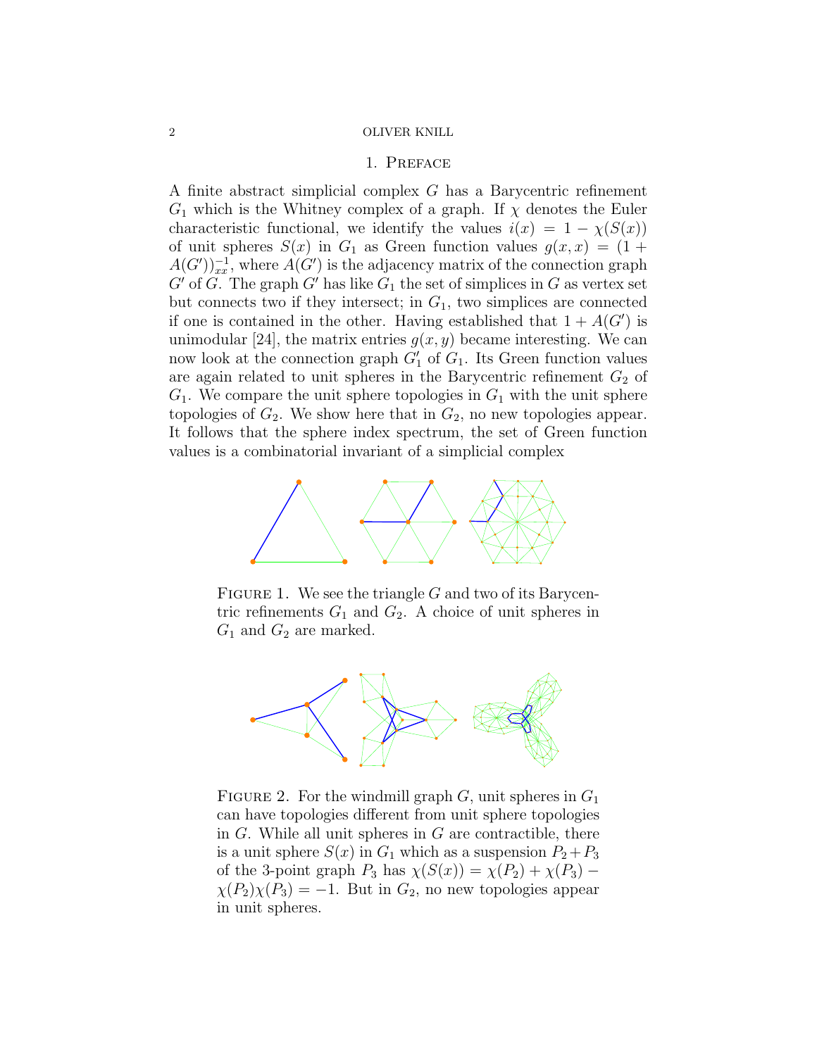# 1. Preface

A finite abstract simplicial complex $G$ has a Barycentric refinement $G_1$ which is the Whitney complex of a graph. If $\chi$ denotes the Euler characteristic functional, we identify the values $i(x) = 1 - \chi(S(x))$ of unit spheres $S(x)$ in $G_1$ as Green function values $g(x,x) = (1 + A(G'))^{-1}_{xx}$, where $A(G')$ is the adjacency matrix of the connection graph $G'$ of $G$. The graph $G'$ has like $G_1$ the set of simplices in $G$ as vertex set but connects two if they intersect; in $G_1$, two simplices are connected if one is contained in the other. Having established that $1 + A(G')$ is unimodular [24], the matrix entries $g(x,y)$ became interesting. We can now look at the connection graph $G_1'$ of $G_1$. Its Green function values are again related to unit spheres in the Barycentric refinement $G_2$ of $G_1$. We compare the unit sphere topologies in $G_1$ with the unit sphere topologies of $G_2$. We show here that in $G_2$, no new topologies appear. It follows that the sphere index spectrum, the set of Green function values is a combinatorial invariant of a simplicial complex

Figure 1. We see the triangle $G$ and two of its Barycentric refinements $G_1$ and $G_2$. A choice of unit spheres in $G_1$ and $G_2$ are marked.

Figure 2. For the windmill graph $G$, unit spheres in $G_1$ can have topologies different from unit sphere topologies in $G$. While all unit spheres in $G$ are contractible, there is a unit sphere $S(x)$ in $G_1$ which as a suspension $P_2 + P_3$ of the 3-point graph $P_3$ has $\chi(S(x)) = \chi(P_2) + \chi(P_3) - \chi(P_2)\chi(P_3) = -1$. But in $G_2$, no new topologies appear in unit spheres.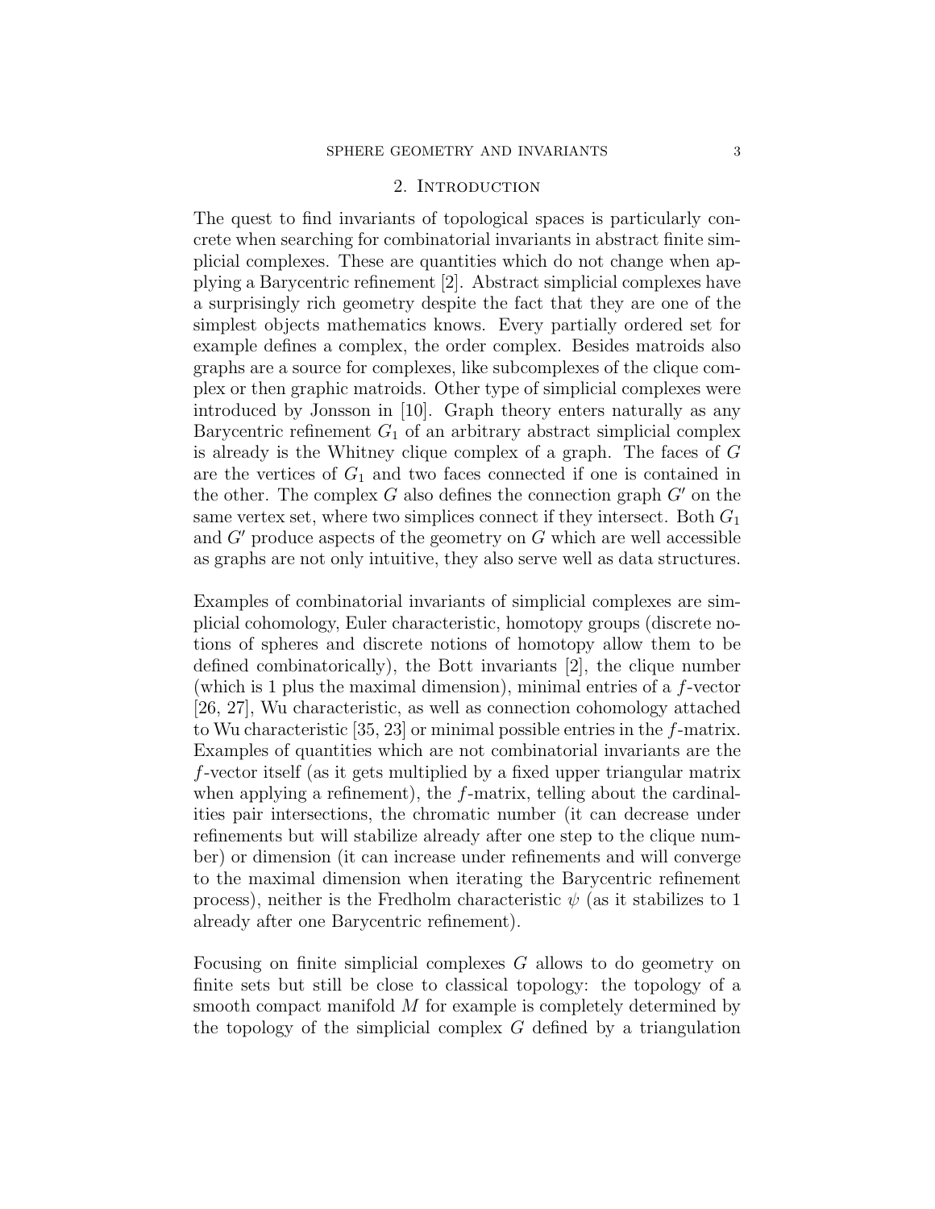## 2. Introduction

The quest to find invariants of topological spaces is particularly concrete when searching for combinatorial invariants in abstract finite simplicial complexes. These are quantities which do not change when applying a Barycentric refinement [2]. Abstract simplicial complexes have a surprisingly rich geometry despite the fact that they are one of the simplest objects mathematics knows. Every partially ordered set for example defines a complex, the order complex. Besides matroids also graphs are a source for complexes, like subcomplexes of the clique complex or then graphic matroids. Other type of simplicial complexes were introduced by Jonsson in [10]. Graph theory enters naturally as any Barycentric refinement $G_1$ of an arbitrary abstract simplicial complex is already is the Whitney clique complex of a graph. The faces of $G$ are the vertices of $G_1$ and two faces connected if one is contained in the other. The complex $G$ also defines the connection graph $G'$ on the same vertex set, where two simplices connect if they intersect. Both $G_1$ and $G'$ produce aspects of the geometry on $G$ which are well accessible as graphs are not only intuitive, they also serve well as data structures.

Examples of combinatorial invariants of simplicial complexes are simplicial cohomology, Euler characteristic, homotopy groups (discrete notions of spheres and discrete notions of homotopy allow them to be defined combinatorically), the Bott invariants [2], the clique number (which is 1 plus the maximal dimension), minimal entries of a $f$-vector [26, 27], Wu characteristic, as well as connection cohomology attached to Wu characteristic [35, 23] or minimal possible entries in the $f$-matrix. Examples of quantities which are not combinatorial invariants are the $f$-vector itself (as it gets multiplied by a fixed upper triangular matrix when applying a refinement), the $f$-matrix, telling about the cardinalities pair intersections, the chromatic number (it can decrease under refinements but will stabilize already after one step to the clique number) or dimension (it can increase under refinements and will converge to the maximal dimension when iterating the Barycentric refinement process), neither is the Fredholm characteristic $\psi$ (as it stabilizes to 1 already after one Barycentric refinement).

Focusing on finite simplicial complexes $G$ allows to do geometry on finite sets but still be close to classical topology: the topology of a smooth compact manifold $M$ for example is completely determined by the topology of the simplicial complex $G$ defined by a triangulation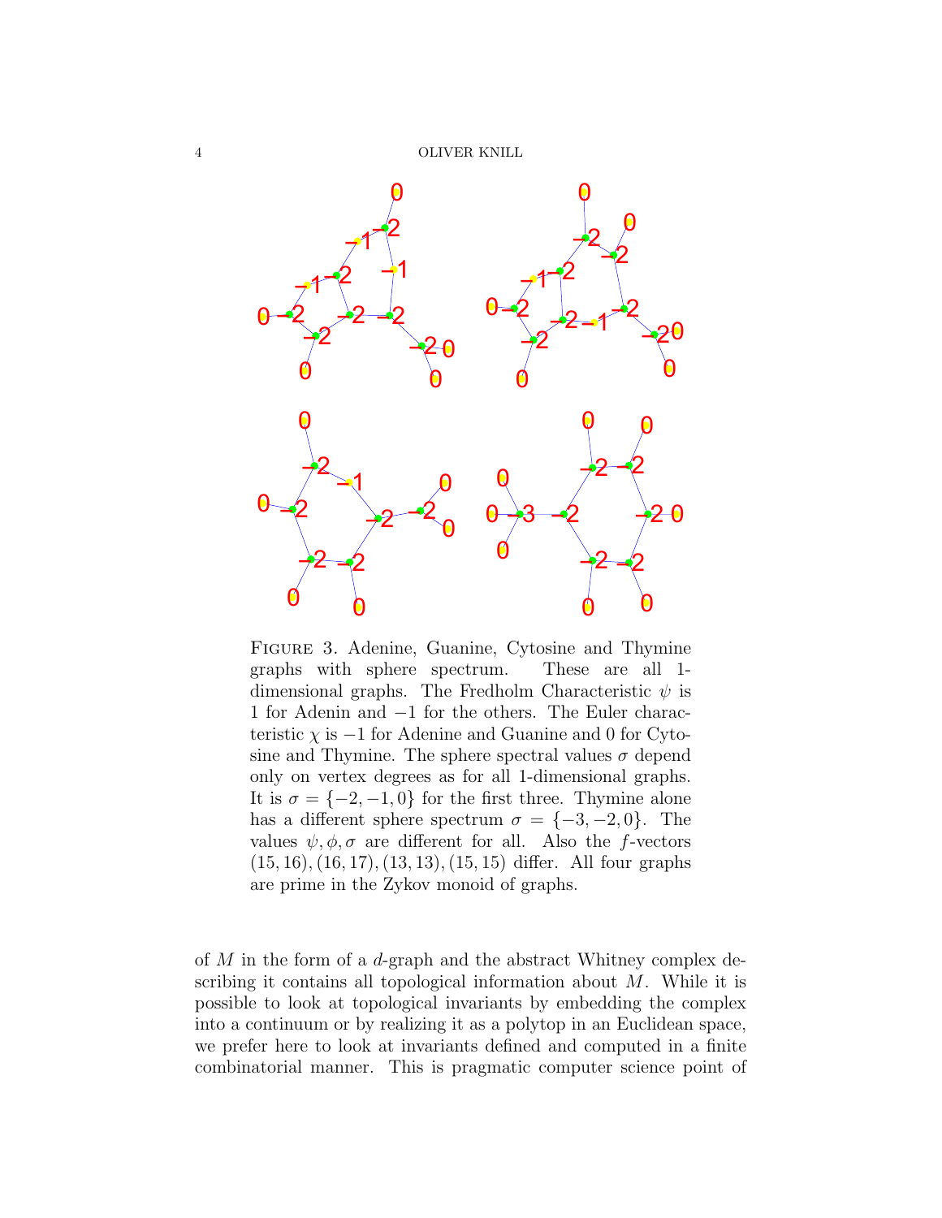Figure 3. Adenine, Guanine, Cytosine and Thymine graphs with sphere spectrum. These are all 1-dimensional graphs. The Fredholm Characteristic $\psi$ is 1 for Adenin and $-1$ for the others. The Euler characteristic $\chi$ is $-1$ for Adenine and Guanine and 0 for Cytosine and Thymine. The sphere spectral values $\sigma$ depend only on vertex degrees as for all 1-dimensional graphs. It is $\sigma = \{-2, -1, 0\}$ for the first three. Thymine alone has a different sphere spectrum $\sigma = \{-3, -2, 0\}$. The values $\psi, \phi, \sigma$ are different for all. Also the $f$-vectors $(15, 16), (16, 17), (13, 13), (15, 15)$ differ. All four graphs are prime in the Zykov monoid of graphs.

of $M$ in the form of a $d$-graph and the abstract Whitney complex describing it contains all topological information about $M$. While it is possible to look at topological invariants by embedding the complex into a continuum or by realizing it as a polytop in an Euclidean space, we prefer here to look at invariants defined and computed in a finite combinatorial manner. This is pragmatic computer science point of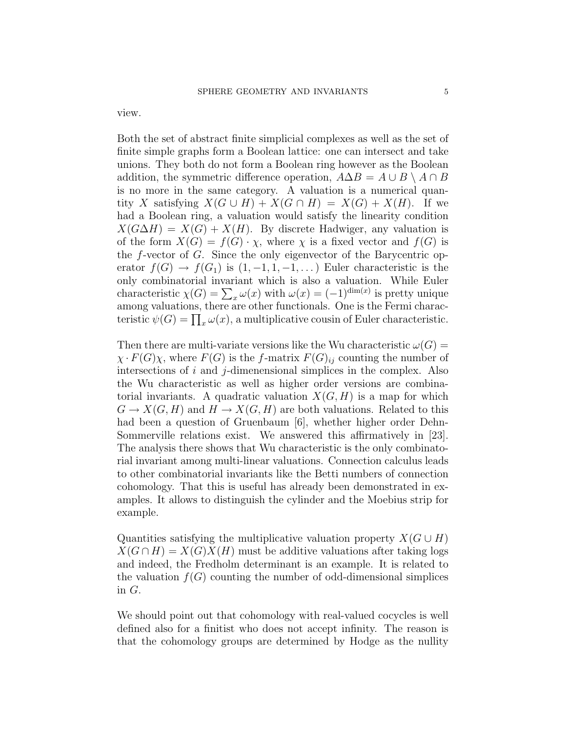view.

Both the set of abstract finite simplicial complexes as well as the set of finite simple graphs form a Boolean lattice: one can intersect and take unions. They both do not form a Boolean ring however as the Boolean addition, the symmetric difference operation, $A \Delta B = A \cup B \setminus A \cap B$ is no more in the same category. A valuation is a numerical quantity $X$ satisfying $X(G \cup H) + X(G \cap H) = X(G) + X(H)$. If we had a Boolean ring, a valuation would satisfy the linearity condition $X(G \Delta H) = X(G) + X(H)$. By discrete Hadwiger, any valuation is of the form $X(G) = f(G) \cdot \chi$, where $\chi$ is a fixed vector and $f(G)$ is the $f$-vector of $G$. Since the only eigenvector of the Barycentric operator $f(G) \to f(G_1)$ is $(1, -1, 1, -1, \dots)$ Euler characteristic is the only combinatorial invariant which is also a valuation. While Euler characteristic $\chi(G) = \sum_x \omega(x)$ with $\omega(x) = (-1)^{\dim(x)}$ is pretty unique among valuations, there are other functionals. One is the Fermi characteristic $\psi(G) = \prod_x \omega(x)$, a multiplicative cousin of Euler characteristic.

Then there are multi-variate versions like the Wu characteristic $\omega(G) = \chi \cdot F(G)\chi$, where $F(G)$ is the $f$-matrix $F(G)_{ij}$ counting the number of intersections of $i$ and $j$-dimenensional simplices in the complex. Also the Wu characteristic as well as higher order versions are combinatorial invariants. A quadratic valuation $X(G, H)$ is a map for which $G \to X(G, H)$ and $H \to X(G, H)$ are both valuations. Related to this had been a question of Gruenbaum [6], whether higher order Dehn-Sommerville relations exist. We answered this affirmatively in [23]. The analysis there shows that Wu characteristic is the only combinatorial invariant among multi-linear valuations. Connection calculus leads to other combinatorial invariants like the Betti numbers of connection cohomology. That this is useful has already been demonstrated in examples. It allows to distinguish the cylinder and the Moebius strip for example.

Quantities satisfying the multiplicative valuation property $X(G \cup H)$ $X(G \cap H) = X(G)X(H)$ must be additive valuations after taking logs and indeed, the Fredholm determinant is an example. It is related to the valuation $f(G)$ counting the number of odd-dimensional simplices in $G$.

We should point out that cohomology with real-valued cocycles is well defined also for a finitist who does not accept infinity. The reason is that the cohomology groups are determined by Hodge as the nullity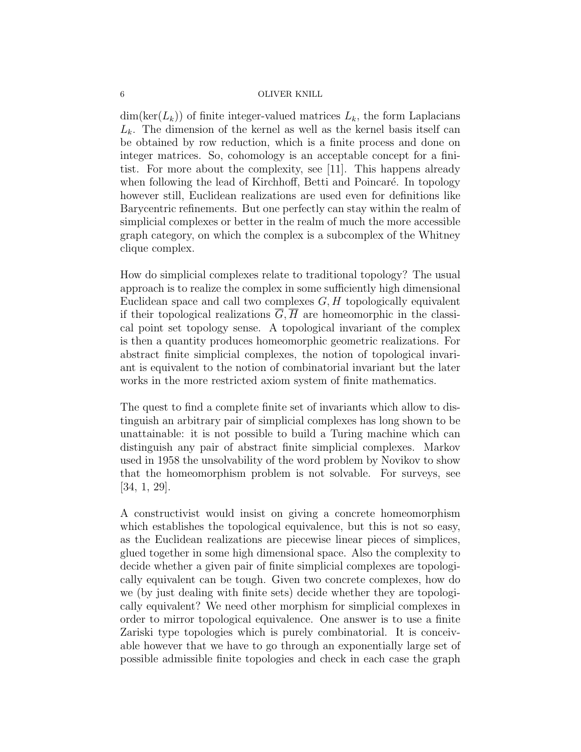$\dim(\ker(L_k))$ of finite integer-valued matrices $L_k$, the form Laplacians $L_k$. The dimension of the kernel as well as the kernel basis itself can be obtained by row reduction, which is a finite process and done on integer matrices. So, cohomology is an acceptable concept for a finitist. For more about the complexity, see [11]. This happens already when following the lead of Kirchhoff, Betti and Poincaré. In topology however still, Euclidean realizations are used even for definitions like Barycentric refinements. But one perfectly can stay within the realm of simplicial complexes or better in the realm of much the more accessible graph category, on which the complex is a subcomplex of the Whitney clique complex.

How do simplicial complexes relate to traditional topology? The usual approach is to realize the complex in some sufficiently high dimensional Euclidean space and call two complexes $G, H$ topologically equivalent if their topological realizations $\overline{G}, \overline{H}$ are homeomorphic in the classical point set topology sense. A topological invariant of the complex is then a quantity produces homeomorphic geometric realizations. For abstract finite simplicial complexes, the notion of topological invariant is equivalent to the notion of combinatorial invariant but the later works in the more restricted axiom system of finite mathematics.

The quest to find a complete finite set of invariants which allow to distinguish an arbitrary pair of simplicial complexes has long shown to be unattainable: it is not possible to build a Turing machine which can distinguish any pair of abstract finite simplicial complexes. Markov used in 1958 the unsolvability of the word problem by Novikov to show that the homeomorphism problem is not solvable. For surveys, see [34, 1, 29].

A constructivist would insist on giving a concrete homeomorphism which establishes the topological equivalence, but this is not so easy, as the Euclidean realizations are piecewise linear pieces of simplices, glued together in some high dimensional space. Also the complexity to decide whether a given pair of finite simplicial complexes are topologically equivalent can be tough. Given two concrete complexes, how do we (by just dealing with finite sets) decide whether they are topologically equivalent? We need other morphism for simplicial complexes in order to mirror topological equivalence. One answer is to use a finite Zariski type topologies which is purely combinatorial. It is conceivable however that we have to go through an exponentially large set of possible admissible finite topologies and check in each case the graph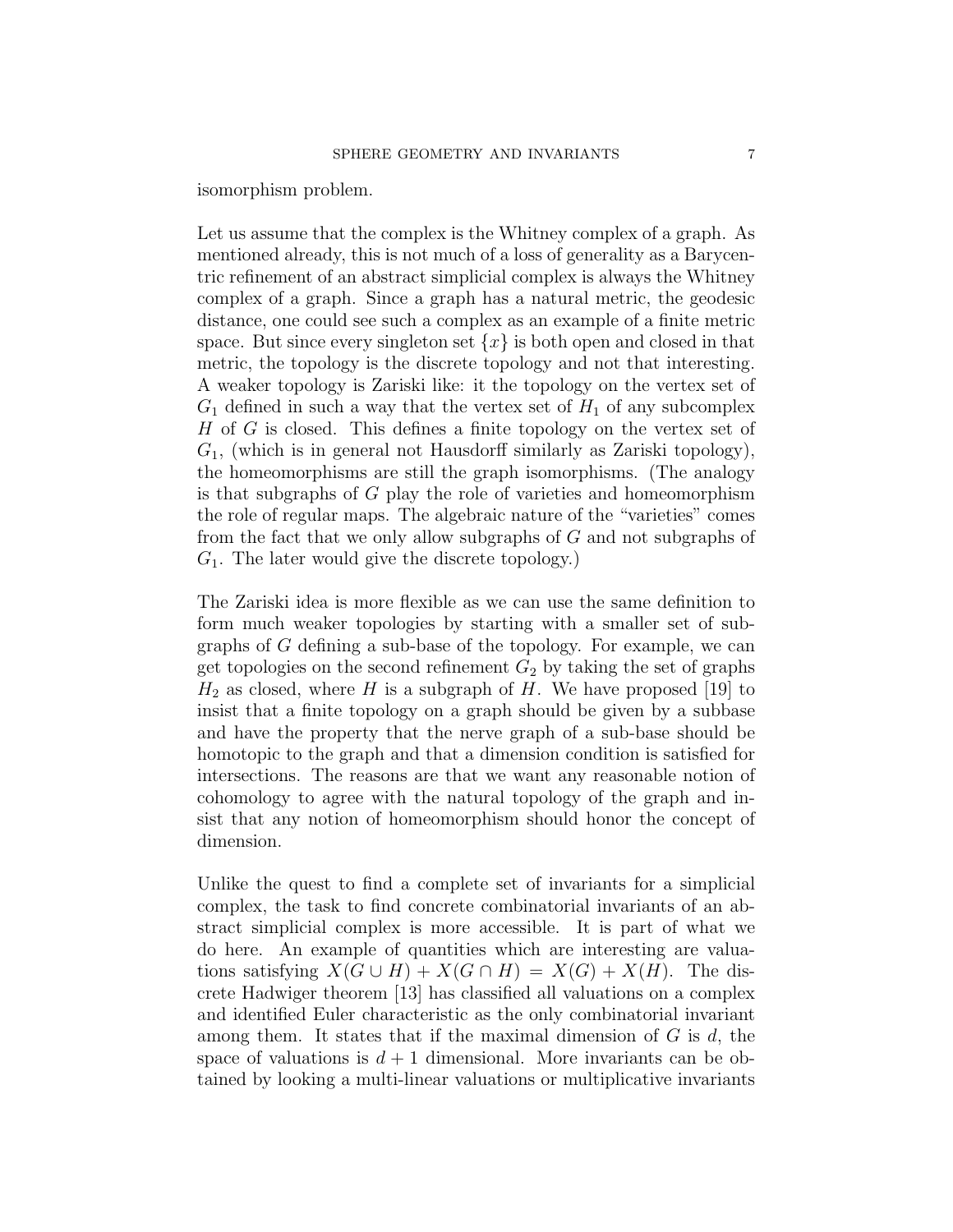isomorphism problem.

Let us assume that the complex is the Whitney complex of a graph. As mentioned already, this is not much of a loss of generality as a Barycentric refinement of an abstract simplicial complex is always the Whitney complex of a graph. Since a graph has a natural metric, the geodesic distance, one could see such a complex as an example of a finite metric space. But since every singleton set $\{x\}$ is both open and closed in that metric, the topology is the discrete topology and not that interesting. A weaker topology is Zariski like: it the topology on the vertex set of $G_1$ defined in such a way that the vertex set of $H_1$ of any subcomplex $H$ of $G$ is closed. This defines a finite topology on the vertex set of $G_1$, (which is in general not Hausdorff similarly as Zariski topology), the homeomorphisms are still the graph isomorphisms. (The analogy is that subgraphs of $G$ play the role of varieties and homeomorphism the role of regular maps. The algebraic nature of the "varieties" comes from the fact that we only allow subgraphs of $G$ and not subgraphs of $G_1$. The later would give the discrete topology.)

The Zariski idea is more flexible as we can use the same definition to form much weaker topologies by starting with a smaller set of subgraphs of $G$ defining a sub-base of the topology. For example, we can get topologies on the second refinement $G_2$ by taking the set of graphs $H_2$ as closed, where $H$ is a subgraph of $H$. We have proposed [19] to insist that a finite topology on a graph should be given by a subbase and have the property that the nerve graph of a sub-base should be homotopic to the graph and that a dimension condition is satisfied for intersections. The reasons are that we want any reasonable notion of cohomology to agree with the natural topology of the graph and insist that any notion of homeomorphism should honor the concept of dimension.

Unlike the quest to find a complete set of invariants for a simplicial complex, the task to find concrete combinatorial invariants of an abstract simplicial complex is more accessible. It is part of what we do here. An example of quantities which are interesting are valuations satisfying $X(G \cup H) + X(G \cap H) = X(G) + X(H)$. The discrete Hadwiger theorem [13] has classified all valuations on a complex and identified Euler characteristic as the only combinatorial invariant among them. It states that if the maximal dimension of $G$ is $d$, the space of valuations is $d + 1$ dimensional. More invariants can be obtained by looking a multi-linear valuations or multiplicative invariants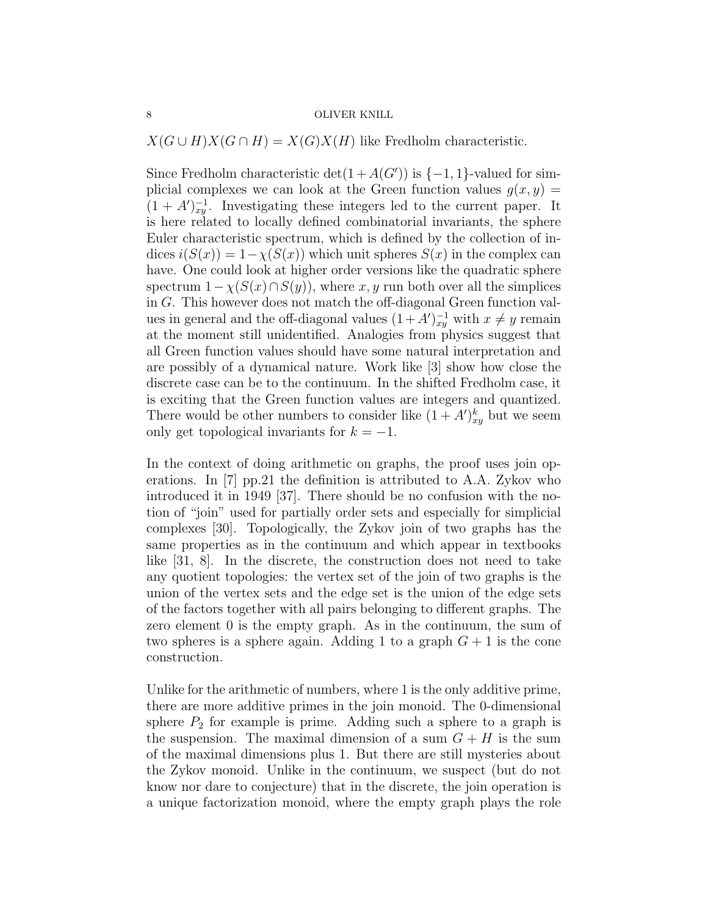$X(G \cup H) X(G \cap H) = X(G) X(H)$ like Fredholm characteristic.

Since Fredholm characteristic $\det(1 + A(G'))$ is $\{-1, 1\}$-valued for simplicial complexes we can look at the Green function values $g(x,y) = (1 + A')^{-1}_{xy}$. Investigating these integers led to the current paper. It is here related to locally defined combinatorial invariants, the sphere Euler characteristic spectrum, which is defined by the collection of indices $i(S(x)) = 1 - \chi(S(x))$ which unit spheres $S(x)$ in the complex can have. One could look at higher order versions like the quadratic sphere spectrum $1 - \chi(S(x) \cap S(y))$, where $x, y$ run both over all the simplices in $G$. This however does not match the off-diagonal Green function values in general and the off-diagonal values $(1 + A')^{-1}_{xy}$ with $x \neq y$ remain at the moment still unidentified. Analogies from physics suggest that all Green function values should have some natural interpretation and are possibly of a dynamical nature. Work like [3] show how close the discrete case can be to the continuum. In the shifted Fredholm case, it is exciting that the Green function values are integers and quantized. There would be other numbers to consider like $(1 + A')^{k}_{xy}$ but we seem only get topological invariants for $k = -1$.

In the context of doing arithmetic on graphs, the proof uses join operations. In [7] pp.21 the definition is attributed to A.A. Zykov who introduced it in 1949 [37]. There should be no confusion with the notion of "join" used for partially order sets and especially for simplicial complexes [30]. Topologically, the Zykov join of two graphs has the same properties as in the continuum and which appear in textbooks like [31, 8]. In the discrete, the construction does not need to take any quotient topologies: the vertex set of the join of two graphs is the union of the vertex sets and the edge set is the union of the edge sets of the factors together with all pairs belonging to different graphs. The zero element 0 is the empty graph. As in the continuum, the sum of two spheres is a sphere again. Adding 1 to a graph $G + 1$ is the cone construction.

Unlike for the arithmetic of numbers, where 1 is the only additive prime, there are more additive primes in the join monoid. The 0-dimensional sphere $P_2$ for example is prime. Adding such a sphere to a graph is the suspension. The maximal dimension of a sum $G + H$ is the sum of the maximal dimensions plus 1. But there are still mysteries about the Zykov monoid. Unlike in the continuum, we suspect (but do not know nor dare to conjecture) that in the discrete, the join operation is a unique factorization monoid, where the empty graph plays the role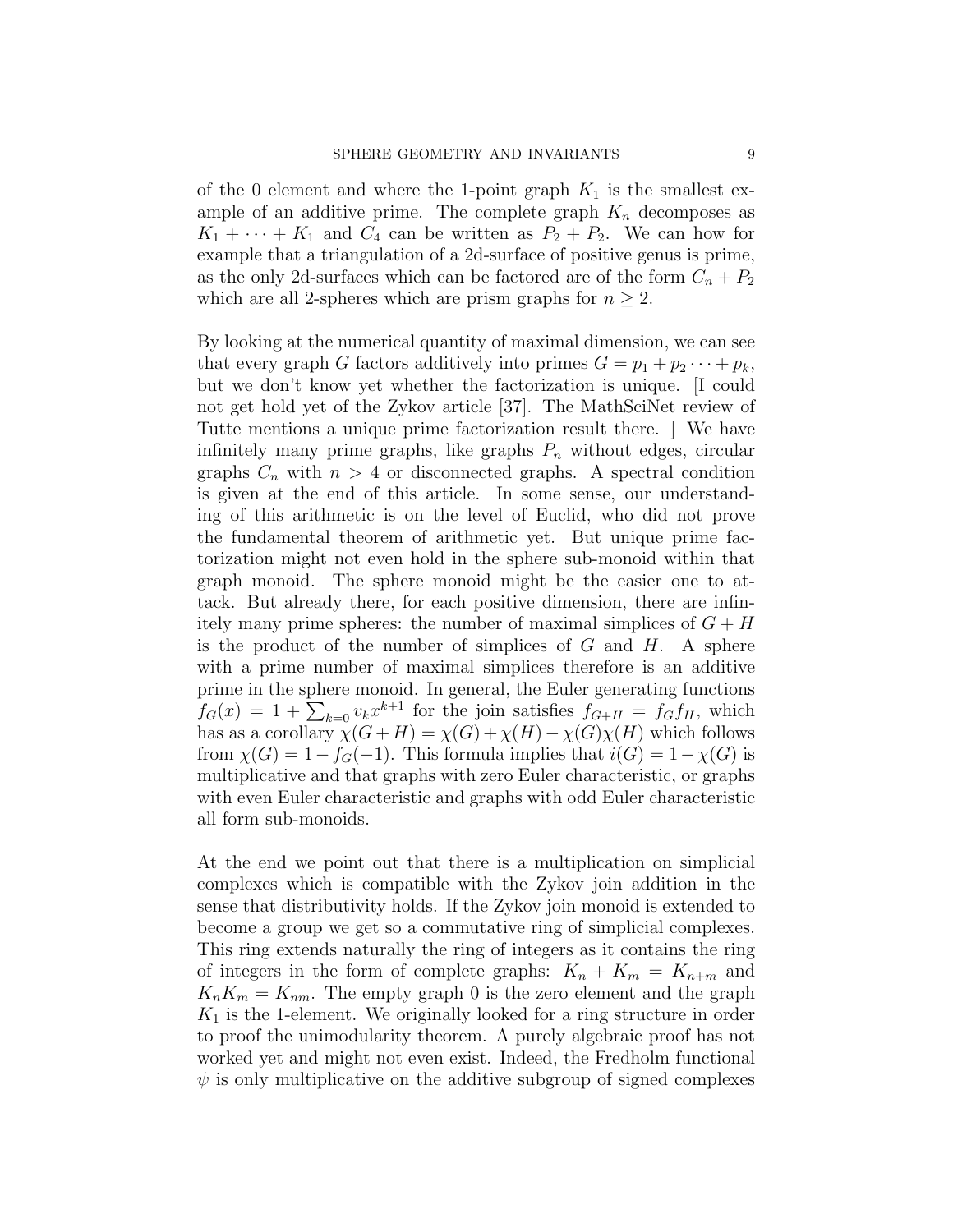of the 0 element and where the 1-point graph $K_1$ is the smallest example of an additive prime. The complete graph $K_n$ decomposes as $K_1 + \cdots + K_1$ and $C_4$ can be written as $P_2 + P_2$. We can how for example that a triangulation of a 2d-surface of positive genus is prime, as the only 2d-surfaces which can be factored are of the form $C_n + P_2$ which are all 2-spheres which are prism graphs for $n \geq 2$.

By looking at the numerical quantity of maximal dimension, we can see that every graph $G$ factors additively into primes $G = p_1 + p_2 \cdots + p_k$, but we don't know yet whether the factorization is unique. [I could not get hold yet of the Zykov article [37]. The MathSciNet review of Tutte mentions a unique prime factorization result there. ] We have infinitely many prime graphs, like graphs $P_n$ without edges, circular graphs $C_n$ with $n > 4$ or disconnected graphs. A spectral condition is given at the end of this article. In some sense, our understanding of this arithmetic is on the level of Euclid, who did not prove the fundamental theorem of arithmetic yet. But unique prime factorization might not even hold in the sphere sub-monoid within that graph monoid. The sphere monoid might be the easier one to attack. But already there, for each positive dimension, there are infinitely many prime spheres: the number of maximal simplices of $G + H$ is the product of the number of simplices of $G$ and $H$. A sphere with a prime number of maximal simplices therefore is an additive prime in the sphere monoid. In general, the Euler generating functions $f_G(x) = 1 + \sum_{k=0} v_k x^{k+1}$ for the join satisfies $f_{G+H} = f_G f_H$, which has as a corollary $\chi(G+H) = \chi(G) + \chi(H) - \chi(G)\chi(H)$ which follows from $\chi(G) = 1 - f_G(-1)$. This formula implies that $i(G) = 1 - \chi(G)$ is multiplicative and that graphs with zero Euler characteristic, or graphs with even Euler characteristic and graphs with odd Euler characteristic all form sub-monoids.

At the end we point out that there is a multiplication on simplicial complexes which is compatible with the Zykov join addition in the sense that distributivity holds. If the Zykov join monoid is extended to become a group we get so a commutative ring of simplicial complexes. This ring extends naturally the ring of integers as it contains the ring of integers in the form of complete graphs: $K_n + K_m = K_{n+m}$ and $K_n K_m = K_{nm}$. The empty graph 0 is the zero element and the graph $K_1$ is the 1-element. We originally looked for a ring structure in order to proof the unimodularity theorem. A purely algebraic proof has not worked yet and might not even exist. Indeed, the Fredholm functional $\psi$ is only multiplicative on the additive subgroup of signed complexes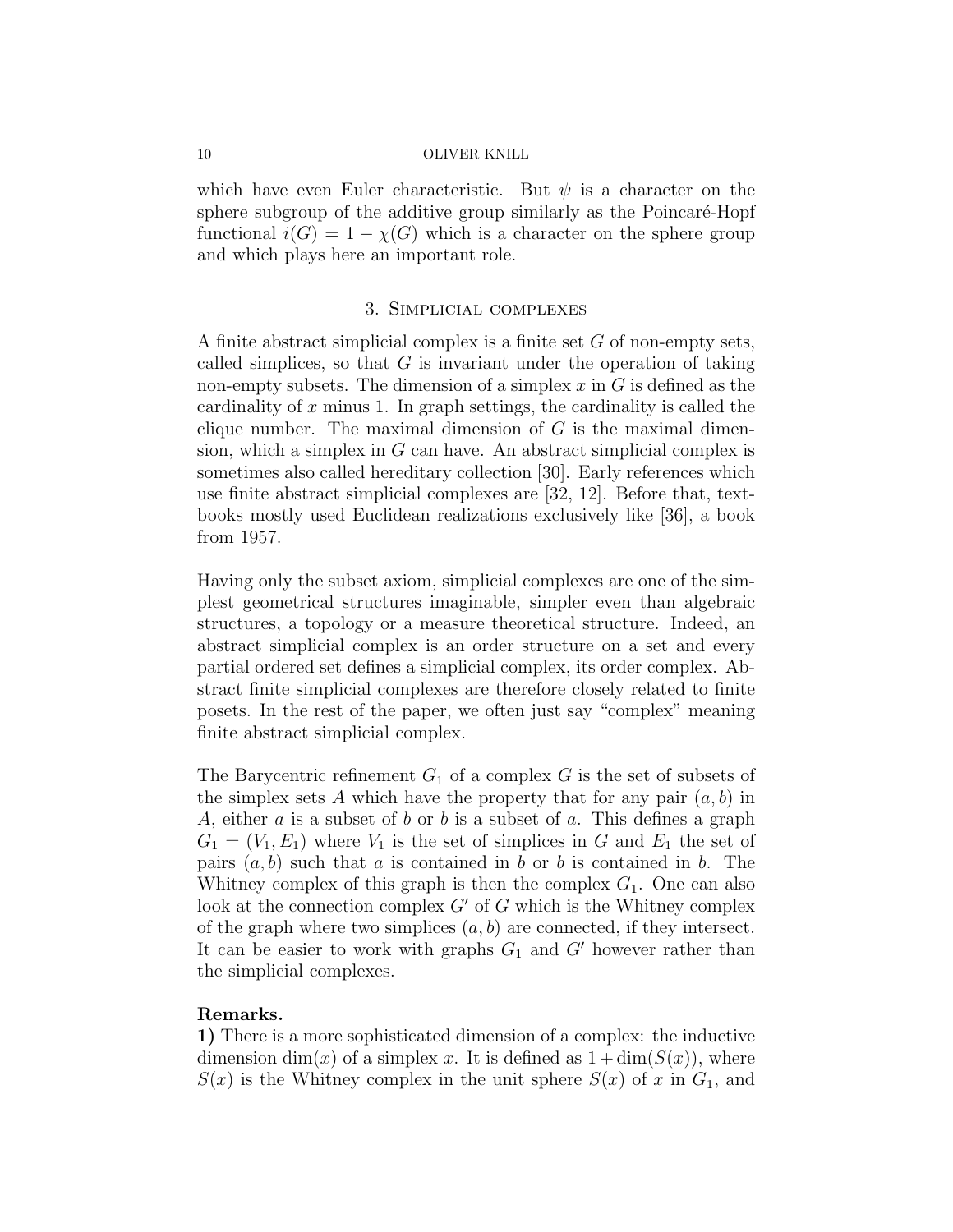which have even Euler characteristic. But $\psi$ is a character on the sphere subgroup of the additive group similarly as the Poincaré-Hopf functional $i(G) = 1 - \chi(G)$ which is a character on the sphere group and which plays here an important role.

## 3. Simplicial complexes

A finite abstract simplicial complex is a finite set $G$ of non-empty sets, called simplices, so that $G$ is invariant under the operation of taking non-empty subsets. The dimension of a simplex $x$ in $G$ is defined as the cardinality of $x$ minus 1. In graph settings, the cardinality is called the clique number. The maximal dimension of $G$ is the maximal dimension, which a simplex in $G$ can have. An abstract simplicial complex is sometimes also called hereditary collection [30]. Early references which use finite abstract simplicial complexes are [32, 12]. Before that, textbooks mostly used Euclidean realizations exclusively like [36], a book from 1957.

Having only the subset axiom, simplicial complexes are one of the simplest geometrical structures imaginable, simpler even than algebraic structures, a topology or a measure theoretical structure. Indeed, an abstract simplicial complex is an order structure on a set and every partial ordered set defines a simplicial complex, its order complex. Abstract finite simplicial complexes are therefore closely related to finite posets. In the rest of the paper, we often just say "complex" meaning finite abstract simplicial complex.

The Barycentric refinement $G_1$ of a complex $G$ is the set of subsets of the simplex sets $A$ which have the property that for any pair $(a, b)$ in $A$, either $a$ is a subset of $b$ or $b$ is a subset of $a$. This defines a graph $G_1 = (V_1, E_1)$ where $V_1$ is the set of simplices in $G$ and $E_1$ the set of pairs $(a, b)$ such that $a$ is contained in $b$ or $b$ is contained in $b$. The Whitney complex of this graph is then the complex $G_1$. One can also look at the connection complex $G'$ of $G$ which is the Whitney complex of the graph where two simplices $(a, b)$ are connected, if they intersect. It can be easier to work with graphs $G_1$ and $G'$ however rather than the simplicial complexes.

**Remarks.**
**1)** There is a more sophisticated dimension of a complex: the inductive dimension $\dim(x)$ of a simplex $x$. It is defined as $1+\dim(S(x))$, where $S(x)$ is the Whitney complex in the unit sphere $S(x)$ of $x$ in $G_1$, and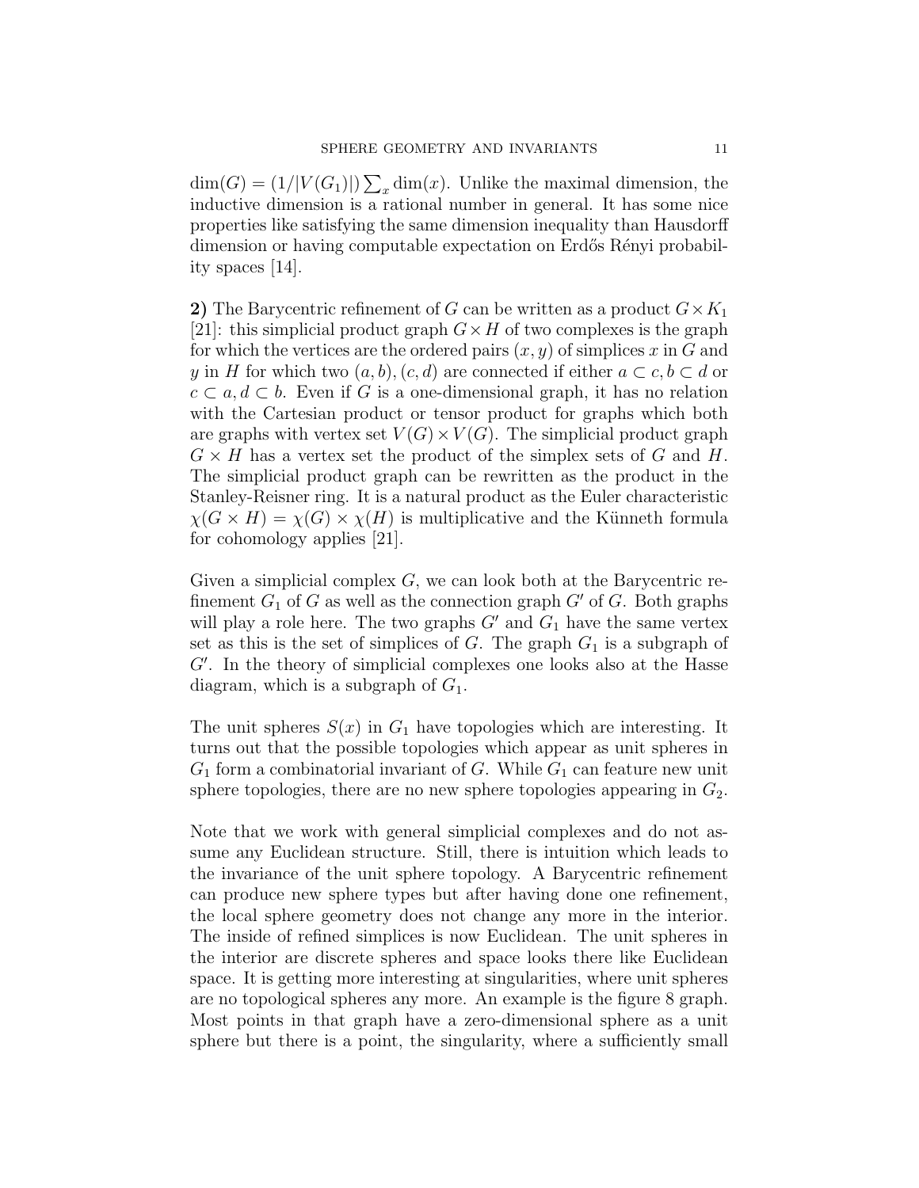$\dim(G) = (1/|V(G_1)|) \sum_x \dim(x)$. Unlike the maximal dimension, the inductive dimension is a rational number in general. It has some nice properties like satisfying the same dimension inequality than Hausdorff dimension or having computable expectation on Erdős Rényi probability spaces [14].

**2)** The Barycentric refinement of $G$ can be written as a product $G \times K_1$ [21]: this simplicial product graph $G \times H$ of two complexes is the graph for which the vertices are the ordered pairs $(x, y)$ of simplices $x$ in $G$ and $y$ in $H$ for which two $(a, b), (c, d)$ are connected if either $a \subset c, b \subset d$ or $c \subset a, d \subset b$. Even if $G$ is a one-dimensional graph, it has no relation with the Cartesian product or tensor product for graphs which both are graphs with vertex set $V(G) \times V(G)$. The simplicial product graph $G \times H$ has a vertex set the product of the simplex sets of $G$ and $H$. The simplicial product graph can be rewritten as the product in the Stanley-Reisner ring. It is a natural product as the Euler characteristic $\chi(G \times H) = \chi(G) \times \chi(H)$ is multiplicative and the Künneth formula for cohomology applies [21].

Given a simplicial complex $G$, we can look both at the Barycentric refinement $G_1$ of $G$ as well as the connection graph $G'$ of $G$. Both graphs will play a role here. The two graphs $G'$ and $G_1$ have the same vertex set as this is the set of simplices of $G$. The graph $G_1$ is a subgraph of $G'$. In the theory of simplicial complexes one looks also at the Hasse diagram, which is a subgraph of $G_1$.

The unit spheres $S(x)$ in $G_1$ have topologies which are interesting. It turns out that the possible topologies which appear as unit spheres in $G_1$ form a combinatorial invariant of $G$. While $G_1$ can feature new unit sphere topologies, there are no new sphere topologies appearing in $G_2$.

Note that we work with general simplicial complexes and do not assume any Euclidean structure. Still, there is intuition which leads to the invariance of the unit sphere topology. A Barycentric refinement can produce new sphere types but after having done one refinement, the local sphere geometry does not change any more in the interior. The inside of refined simplices is now Euclidean. The unit spheres in the interior are discrete spheres and space looks there like Euclidean space. It is getting more interesting at singularities, where unit spheres are no topological spheres any more. An example is the figure 8 graph. Most points in that graph have a zero-dimensional sphere as a unit sphere but there is a point, the singularity, where a sufficiently small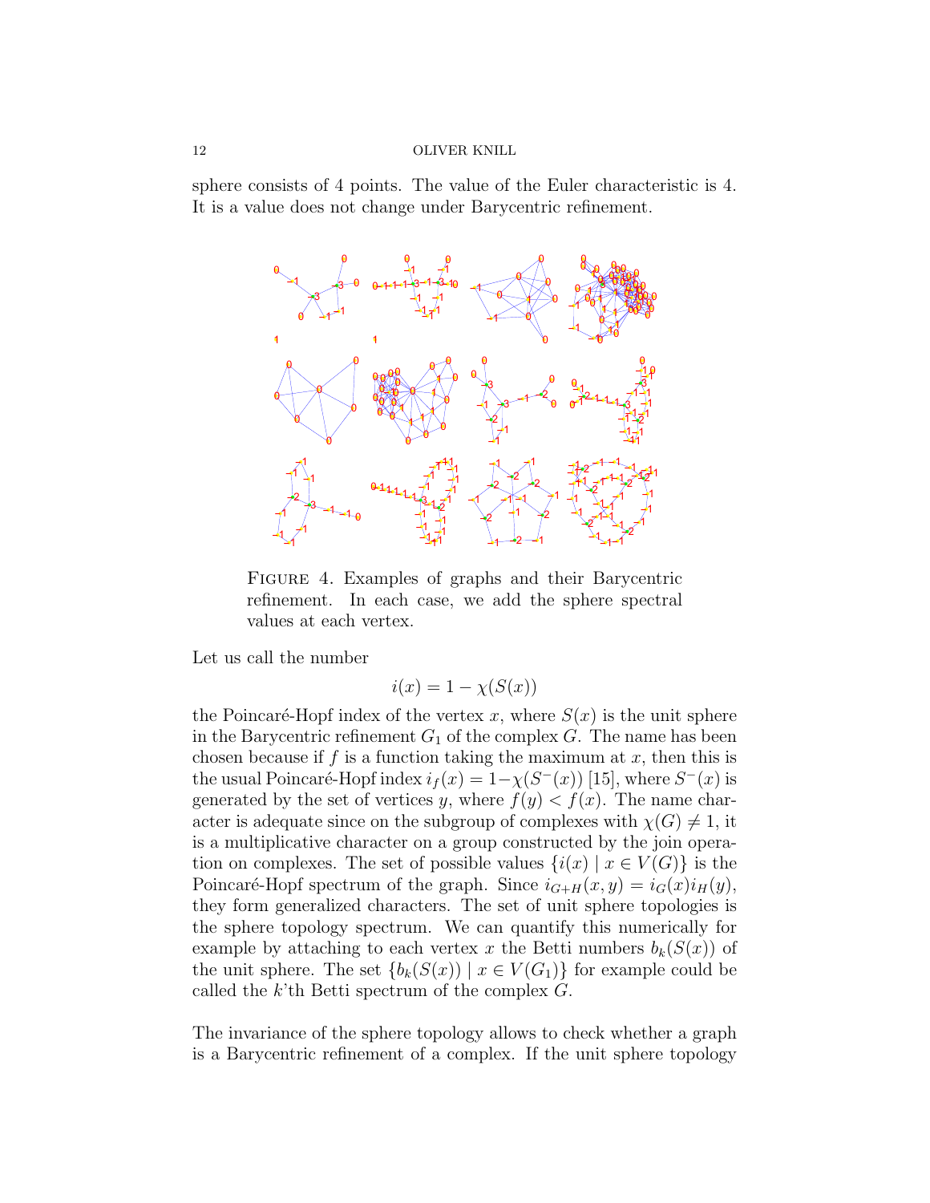sphere consists of 4 points. The value of the Euler characteristic is 4. It is a value does not change under Barycentric refinement.

FIGURE 4. Examples of graphs and their Barycentric refinement. In each case, we add the sphere spectral values at each vertex.

Let us call the number

$$i(x) = 1 - \chi(S(x))$$

the Poincaré-Hopf index of the vertex $x$, where $S(x)$ is the unit sphere in the Barycentric refinement $G_1$ of the complex $G$. The name has been chosen because if $f$ is a function taking the maximum at $x$, then this is the usual Poincaré-Hopf index $i_f(x) = 1-\chi(S^-(x))$ [15], where $S^-(x)$ is generated by the set of vertices $y$, where $f(y) < f(x)$. The name character is adequate since on the subgroup of complexes with $\chi(G) \neq 1$, it is a multiplicative character on a group constructed by the join operation on complexes. The set of possible values $\{i(x) \mid x \in V(G)\}$ is the Poincaré-Hopf spectrum of the graph. Since $i_{G+H}(x, y) = i_G(x)i_H(y)$, they form generalized characters. The set of unit sphere topologies is the sphere topology spectrum. We can quantify this numerically for example by attaching to each vertex $x$ the Betti numbers $b_k(S(x))$ of the unit sphere. The set $\{b_k(S(x)) \mid x \in V(G_1)\}$ for example could be called the $k$'th Betti spectrum of the complex $G$.

The invariance of the sphere topology allows to check whether a graph is a Barycentric refinement of a complex. If the unit sphere topology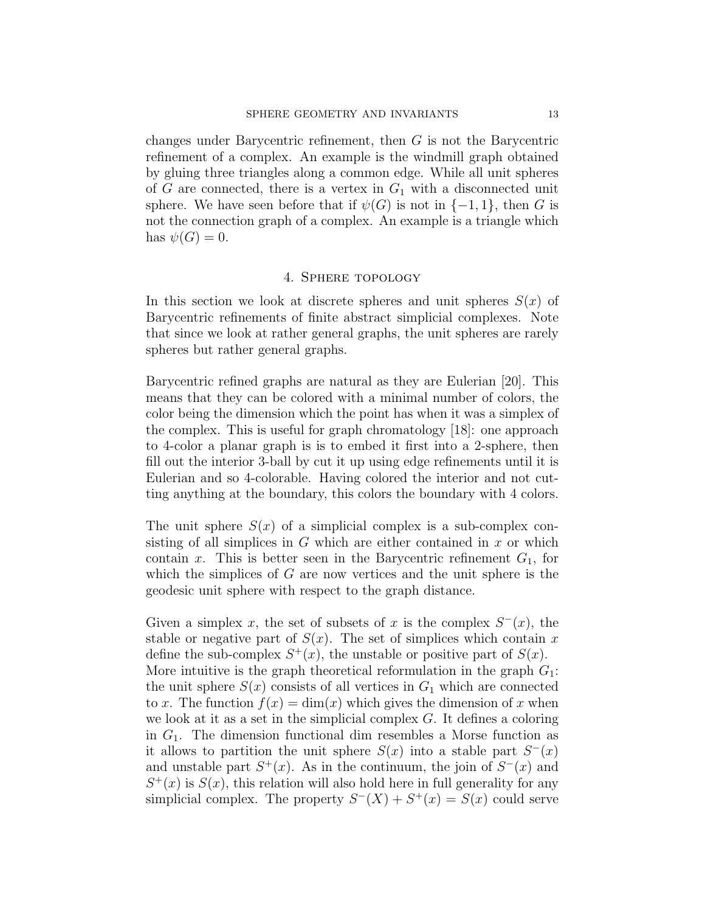changes under Barycentric refinement, then $G$ is not the Barycentric refinement of a complex. An example is the windmill graph obtained by gluing three triangles along a common edge. While all unit spheres of $G$ are connected, there is a vertex in $G_1$ with a disconnected unit sphere. We have seen before that if $\psi(G)$ is not in $\{-1, 1\}$, then $G$ is not the connection graph of a complex. An example is a triangle which has $\psi(G) = 0$.

## 4. Sphere topology

In this section we look at discrete spheres and unit spheres $S(x)$ of Barycentric refinements of finite abstract simplicial complexes. Note that since we look at rather general graphs, the unit spheres are rarely spheres but rather general graphs.

Barycentric refined graphs are natural as they are Eulerian [20]. This means that they can be colored with a minimal number of colors, the color being the dimension which the point has when it was a simplex of the complex. This is useful for graph chromatology [18]: one approach to 4-color a planar graph is is to embed it first into a 2-sphere, then fill out the interior 3-ball by cut it up using edge refinements until it is Eulerian and so 4-colorable. Having colored the interior and not cutting anything at the boundary, this colors the boundary with 4 colors.

The unit sphere $S(x)$ of a simplicial complex is a sub-complex consisting of all simplices in $G$ which are either contained in $x$ or which contain $x$. This is better seen in the Barycentric refinement $G_1$, for which the simplices of $G$ are now vertices and the unit sphere is the geodesic unit sphere with respect to the graph distance.

Given a simplex $x$, the set of subsets of $x$ is the complex $S^-(x)$, the stable or negative part of $S(x)$. The set of simplices which contain $x$ define the sub-complex $S^+(x)$, the unstable or positive part of $S(x)$. More intuitive is the graph theoretical reformulation in the graph $G_1$: the unit sphere $S(x)$ consists of all vertices in $G_1$ which are connected to $x$. The function $f(x) = \dim(x)$ which gives the dimension of $x$ when we look at it as a set in the simplicial complex $G$. It defines a coloring in $G_1$. The dimension functional dim resembles a Morse function as it allows to partition the unit sphere $S(x)$ into a stable part $S^-(x)$ and unstable part $S^+(x)$. As in the continuum, the join of $S^-(x)$ and $S^+(x)$ is $S(x)$, this relation will also hold here in full generality for any simplicial complex. The property $S^-(X) + S^+(x) = S(x)$ could serve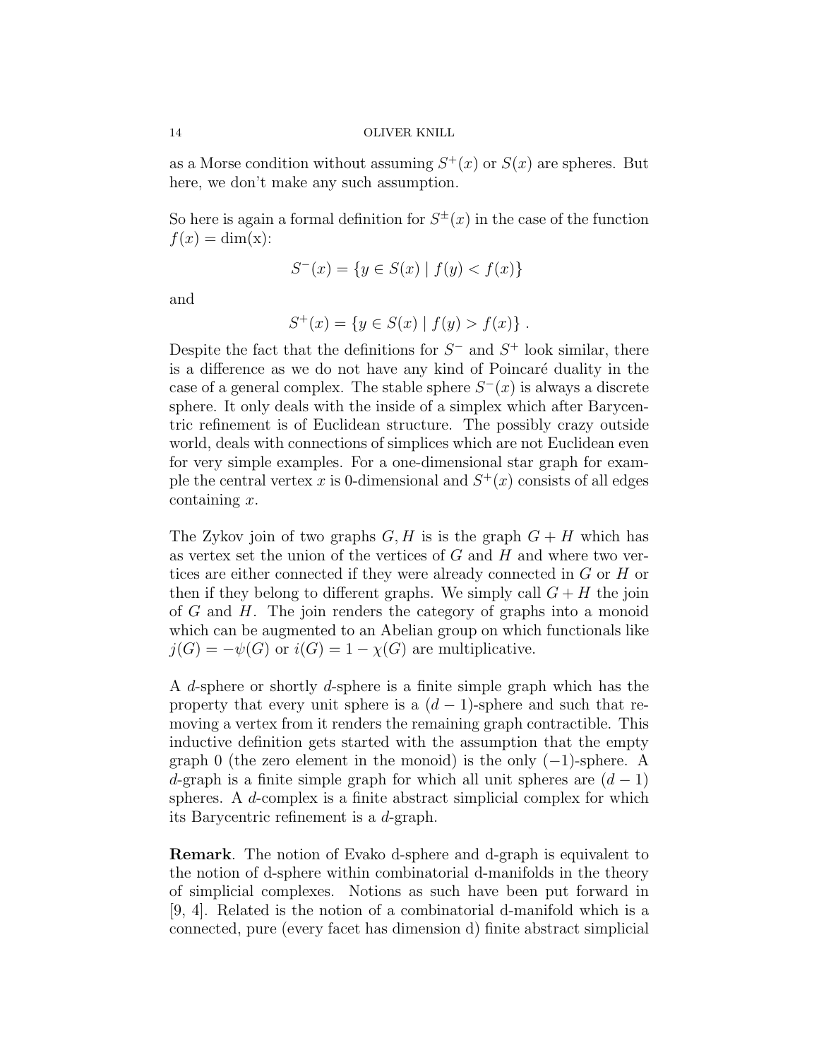as a Morse condition without assuming $S^+(x)$ or $S(x)$ are spheres. But here, we don't make any such assumption.

So here is again a formal definition for $S^{\pm}(x)$ in the case of the function $f(x) = \dim(\mathrm{x})$:

$$S^-(x) = \{y \in S(x) \mid f(y) < f(x)\}$$

and

$$S^+(x) = \{y \in S(x) \mid f(y) > f(x)\} .$$

Despite the fact that the definitions for $S^-$ and $S^+$ look similar, there is a difference as we do not have any kind of Poincaré duality in the case of a general complex. The stable sphere $S^-(x)$ is always a discrete sphere. It only deals with the inside of a simplex which after Barycentric refinement is of Euclidean structure. The possibly crazy outside world, deals with connections of simplices which are not Euclidean even for very simple examples. For a one-dimensional star graph for example the central vertex $x$ is 0-dimensional and $S^+(x)$ consists of all edges containing $x$.

The Zykov join of two graphs $G, H$ is is the graph $G + H$ which has as vertex set the union of the vertices of $G$ and $H$ and where two vertices are either connected if they were already connected in $G$ or $H$ or then if they belong to different graphs. We simply call $G + H$ the join of $G$ and $H$. The join renders the category of graphs into a monoid which can be augmented to an Abelian group on which functionals like $j(G) = -\psi(G)$ or $i(G) = 1 - \chi(G)$ are multiplicative.

A $d$-sphere or shortly $d$-sphere is a finite simple graph which has the property that every unit sphere is a $(d-1)$-sphere and such that removing a vertex from it renders the remaining graph contractible. This inductive definition gets started with the assumption that the empty graph 0 (the zero element in the monoid) is the only $(-1)$-sphere. A $d$-graph is a finite simple graph for which all unit spheres are $(d-1)$ spheres. A $d$-complex is a finite abstract simplicial complex for which its Barycentric refinement is a $d$-graph.

**Remark**. The notion of Evako d-sphere and d-graph is equivalent to the notion of d-sphere within combinatorial d-manifolds in the theory of simplicial complexes. Notions as such have been put forward in [9, 4]. Related is the notion of a combinatorial d-manifold which is a connected, pure (every facet has dimension d) finite abstract simplicial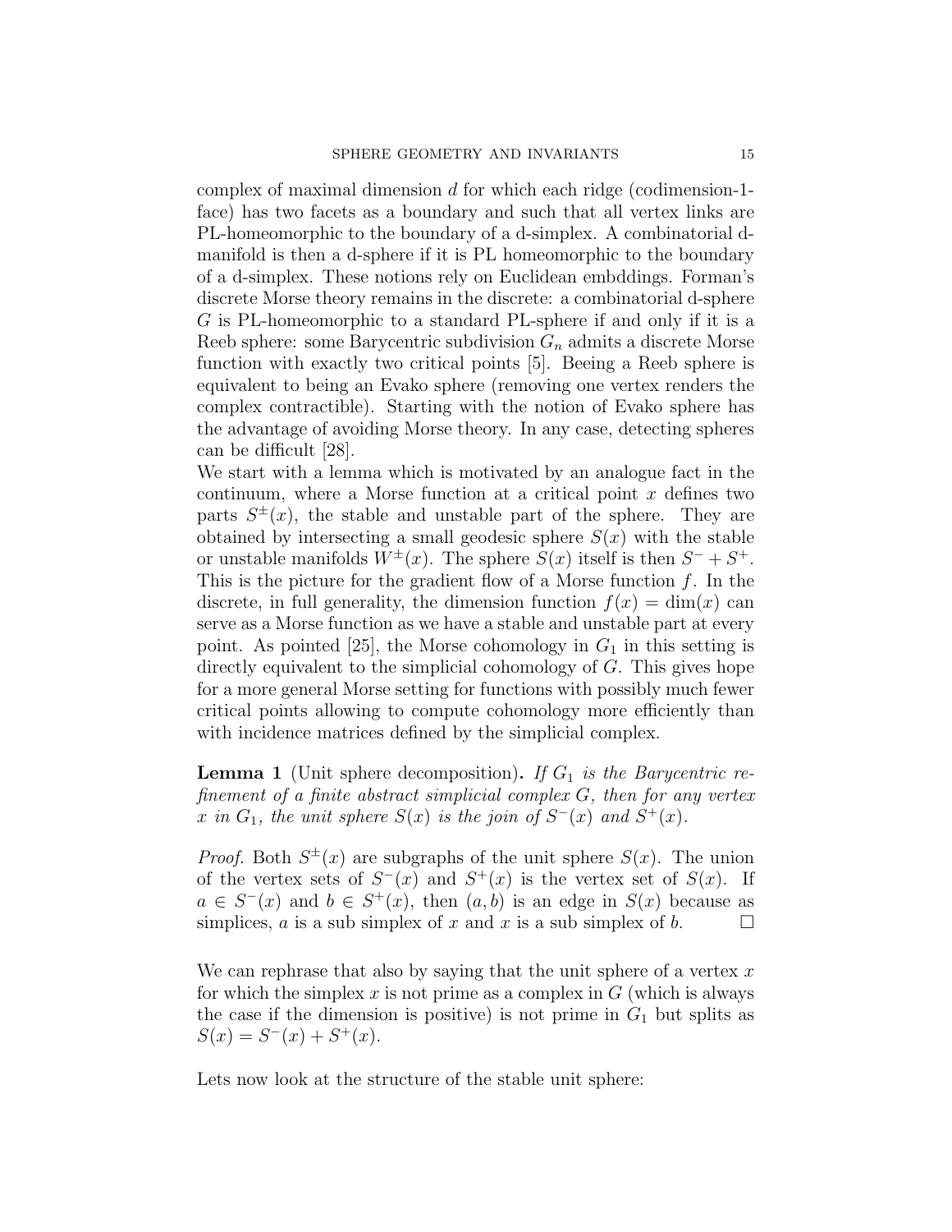complex of maximal dimension $d$ for which each ridge (codimension-1-face) has two facets as a boundary and such that all vertex links are PL-homeomorphic to the boundary of a d-simplex. A combinatorial d-manifold is then a d-sphere if it is PL homeomorphic to the boundary of a d-simplex. These notions rely on Euclidean embddings. Forman's discrete Morse theory remains in the discrete: a combinatorial d-sphere $G$ is PL-homeomorphic to a standard PL-sphere if and only if it is a Reeb sphere: some Barycentric subdivision $G_n$ admits a discrete Morse function with exactly two critical points [5]. Beeing a Reeb sphere is equivalent to being an Evako sphere (removing one vertex renders the complex contractible). Starting with the notion of Evako sphere has the advantage of avoiding Morse theory. In any case, detecting spheres can be difficult [28].

We start with a lemma which is motivated by an analogue fact in the continuum, where a Morse function at a critical point $x$ defines two parts $S^{\pm}(x)$, the stable and unstable part of the sphere. They are obtained by intersecting a small geodesic sphere $S(x)$ with the stable or unstable manifolds $W^{\pm}(x)$. The sphere $S(x)$ itself is then $S^- + S^+$. This is the picture for the gradient flow of a Morse function $f$. In the discrete, in full generality, the dimension function $f(x) = \dim(x)$ can serve as a Morse function as we have a stable and unstable part at every point. As pointed [25], the Morse cohomology in $G_1$ in this setting is directly equivalent to the simplicial cohomology of $G$. This gives hope for a more general Morse setting for functions with possibly much fewer critical points allowing to compute cohomology more efficiently than with incidence matrices defined by the simplicial complex.

**Lemma 1** (Unit sphere decomposition)**.** *If $G_1$ is the Barycentric refinement of a finite abstract simplicial complex $G$, then for any vertex $x$ in $G_1$, the unit sphere $S(x)$ is the join of $S^-(x)$ and $S^+(x)$.*

*Proof.* Both $S^{\pm}(x)$ are subgraphs of the unit sphere $S(x)$. The union of the vertex sets of $S^-(x)$ and $S^+(x)$ is the vertex set of $S(x)$. If $a \in S^-(x)$ and $b \in S^+(x)$, then $(a, b)$ is an edge in $S(x)$ because as simplices, $a$ is a sub simplex of $x$ and $x$ is a sub simplex of $b$. $\square$

We can rephrase that also by saying that the unit sphere of a vertex $x$ for which the simplex $x$ is not prime as a complex in $G$ (which is always the case if the dimension is positive) is not prime in $G_1$ but splits as $S(x) = S^-(x) + S^+(x)$.

Lets now look at the structure of the stable unit sphere: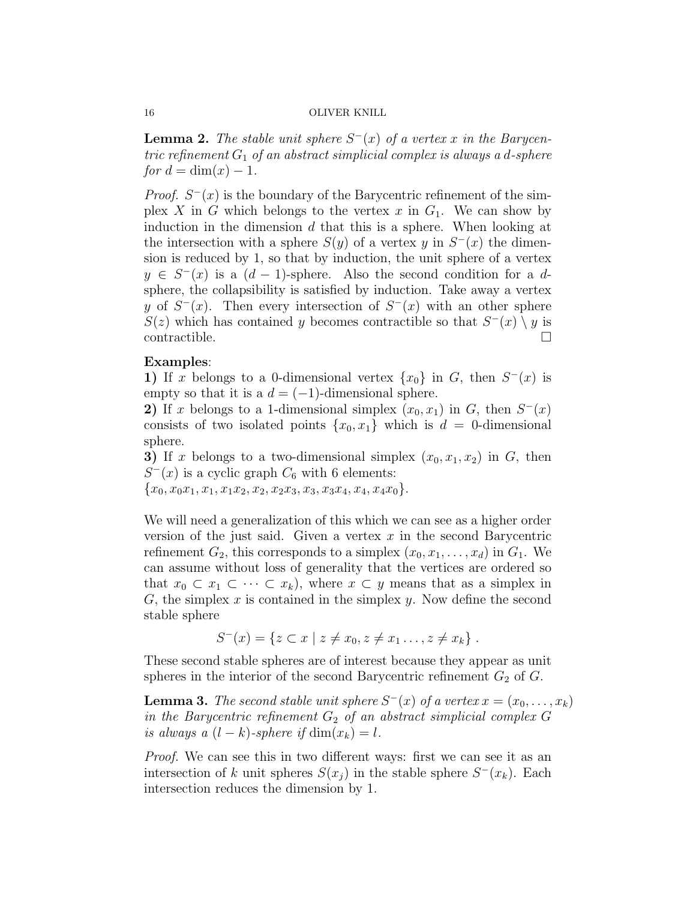**Lemma 2.** *The stable unit sphere $S^-(x)$ of a vertex $x$ in the Barycentric refinement $G_1$ of an abstract simplicial complex is always a $d$-sphere for $d = \dim(x) - 1$.*

*Proof.* $S^-(x)$ is the boundary of the Barycentric refinement of the simplex $X$ in $G$ which belongs to the vertex $x$ in $G_1$. We can show by induction in the dimension $d$ that this is a sphere. When looking at the intersection with a sphere $S(y)$ of a vertex $y$ in $S^-(x)$ the dimension is reduced by 1, so that by induction, the unit sphere of a vertex $y \in S^-(x)$ is a $(d-1)$-sphere. Also the second condition for a $d$-sphere, the collapsibility is satisfied by induction. Take away a vertex $y$ of $S^-(x)$. Then every intersection of $S^-(x)$ with an other sphere $S(z)$ which has contained $y$ becomes contractible so that $S^-(x) \setminus y$ is contractible. $\square$

**Examples**:
**1)** If $x$ belongs to a 0-dimensional vertex $\{x_0\}$ in $G$, then $S^-(x)$ is empty so that it is a $d = (-1)$-dimensional sphere.
**2)** If $x$ belongs to a 1-dimensional simplex $(x_0, x_1)$ in $G$, then $S^-(x)$ consists of two isolated points $\{x_0, x_1\}$ which is $d = 0$-dimensional sphere.
**3)** If $x$ belongs to a two-dimensional simplex $(x_0, x_1, x_2)$ in $G$, then $S^-(x)$ is a cyclic graph $C_6$ with 6 elements:
$\{x_0, x_0x_1, x_1, x_1x_2, x_2, x_2x_3, x_3, x_3x_4, x_4, x_4x_0\}$.

We will need a generalization of this which we can see as a higher order version of the just said. Given a vertex $x$ in the second Barycentric refinement $G_2$, this corresponds to a simplex $(x_0, x_1, \dots, x_d)$ in $G_1$. We can assume without loss of generality that the vertices are ordered so that $x_0 \subset x_1 \subset \dots \subset x_k)$, where $x \subset y$ means that as a simplex in $G$, the simplex $x$ is contained in the simplex $y$. Now define the second stable sphere

$$S^-(x) = \{z \subset x \mid z \neq x_0, z \neq x_1 \dots, z \neq x_k\} .$$

These second stable spheres are of interest because they appear as unit spheres in the interior of the second Barycentric refinement $G_2$ of $G$.

**Lemma 3.** *The second stable unit sphere $S^-(x)$ of a vertex $x = (x_0, \dots, x_k)$ in the Barycentric refinement $G_2$ of an abstract simplicial complex $G$ is always a $(l-k)$-sphere if $\dim(x_k) = l$.*

*Proof.* We can see this in two different ways: first we can see it as an intersection of $k$ unit spheres $S(x_j)$ in the stable sphere $S^-(x_k)$. Each intersection reduces the dimension by 1.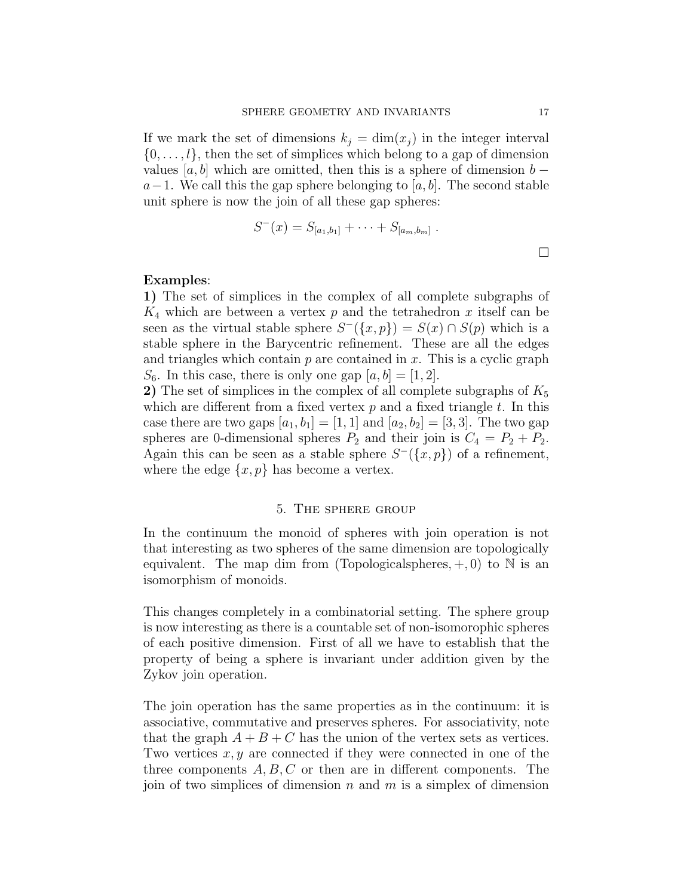If we mark the set of dimensions $k_j = \dim(x_j)$ in the integer interval $\{0, \dots, l\}$, then the set of simplices which belong to a gap of dimension values $[a, b]$ which are omitted, then this is a sphere of dimension $b - a - 1$. We call this the gap sphere belonging to $[a, b]$. The second stable unit sphere is now the join of all these gap spheres:

$$S^-(x) = S_{[a_1,b_1]} + \cdots + S_{[a_m,b_m]} \; .$$

□

**Examples**:

**1)** The set of simplices in the complex of all complete subgraphs of $K_4$ which are between a vertex $p$ and the tetrahedron $x$ itself can be seen as the virtual stable sphere $S^-(\{x, p\}) = S(x) \cap S(p)$ which is a stable sphere in the Barycentric refinement. These are all the edges and triangles which contain $p$ are contained in $x$. This is a cyclic graph $S_6$. In this case, there is only one gap $[a, b] = [1, 2]$.

**2)** The set of simplices in the complex of all complete subgraphs of $K_5$ which are different from a fixed vertex $p$ and a fixed triangle $t$. In this case there are two gaps $[a_1, b_1] = [1, 1]$ and $[a_2, b_2] = [3, 3]$. The two gap spheres are 0-dimensional spheres $P_2$ and their join is $C_4 = P_2 + P_2$. Again this can be seen as a stable sphere $S^-(\{x, p\})$ of a refinement, where the edge $\{x, p\}$ has become a vertex.

## 5. The sphere group

In the continuum the monoid of spheres with join operation is not that interesting as two spheres of the same dimension are topologically equivalent. The map dim from (Topologicalspheres, $+, 0$) to $\mathbb{N}$ is an isomorphism of monoids.

This changes completely in a combinatorial setting. The sphere group is now interesting as there is a countable set of non-isomorophic spheres of each positive dimension. First of all we have to establish that the property of being a sphere is invariant under addition given by the Zykov join operation.

The join operation has the same properties as in the continuum: it is associative, commutative and preserves spheres. For associativity, note that the graph $A + B + C$ has the union of the vertex sets as vertices. Two vertices $x, y$ are connected if they were connected in one of the three components $A, B, C$ or then are in different components. The join of two simplices of dimension $n$ and $m$ is a simplex of dimension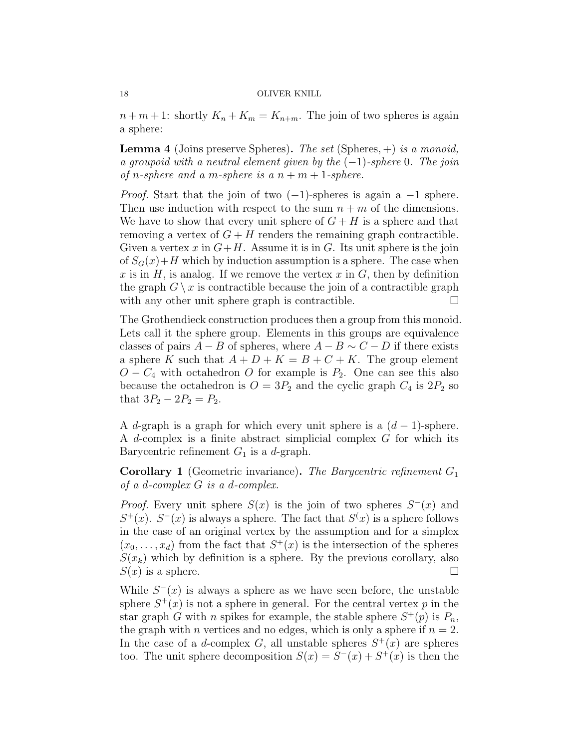$n+m+1$: shortly $K_n + K_m = K_{n+m}$. The join of two spheres is again a sphere:

**Lemma 4** (Joins preserve Spheres)**.** *The set* (Spheres, $+$) *is a monoid, a groupoid with a neutral element given by the* $(-1)$*-sphere* $0$*. The join of* $n$*-sphere and a* $m$*-sphere is a* $n+m+1$*-sphere.*

*Proof.* Start that the join of two $(-1)$-spheres is again a $-1$ sphere. Then use induction with respect to the sum $n+m$ of the dimensions. We have to show that every unit sphere of $G+H$ is a sphere and that removing a vertex of $G+H$ renders the remaining graph contractible. Given a vertex $x$ in $G+H$. Assume it is in $G$. Its unit sphere is the join of $S_G(x)+H$ which by induction assumption is a sphere. The case when $x$ is in $H$, is analog. If we remove the vertex $x$ in $G$, then by definition the graph $G \setminus x$ is contractible because the join of a contractible graph with any other unit sphere graph is contractible. □

The Grothendieck construction produces then a group from this monoid. Lets call it the sphere group. Elements in this groups are equivalence classes of pairs $A-B$ of spheres, where $A-B \sim C-D$ if there exists a sphere $K$ such that $A+D+K = B+C+K$. The group element $O-C_4$ with octahedron $O$ for example is $P_2$. One can see this also because the octahedron is $O = 3P_2$ and the cyclic graph $C_4$ is $2P_2$ so that $3P_2 - 2P_2 = P_2$.

A $d$-graph is a graph for which every unit sphere is a $(d-1)$-sphere. A $d$-complex is a finite abstract simplicial complex $G$ for which its Barycentric refinement $G_1$ is a $d$-graph.

**Corollary 1** (Geometric invariance)**.** *The Barycentric refinement* $G_1$ *of a* $d$*-complex* $G$ *is a* $d$*-complex.*

*Proof.* Every unit sphere $S(x)$ is the join of two spheres $S^-(x)$ and $S^+(x)$. $S^-(x)$ is always a sphere. The fact that $S^(x)$ is a sphere follows in the case of an original vertex by the assumption and for a simplex $(x_0, \dots, x_d)$ from the fact that $S^+(x)$ is the intersection of the spheres $S(x_k)$ which by definition is a sphere. By the previous corollary, also $S(x)$ is a sphere. □

While $S^-(x)$ is always a sphere as we have seen before, the unstable sphere $S^+(x)$ is not a sphere in general. For the central vertex $p$ in the star graph $G$ with $n$ spikes for example, the stable sphere $S^+(p)$ is $P_n$, the graph with $n$ vertices and no edges, which is only a sphere if $n = 2$. In the case of a $d$-complex $G$, all unstable spheres $S^+(x)$ are spheres too. The unit sphere decomposition $S(x) = S^-(x) + S^+(x)$ is then the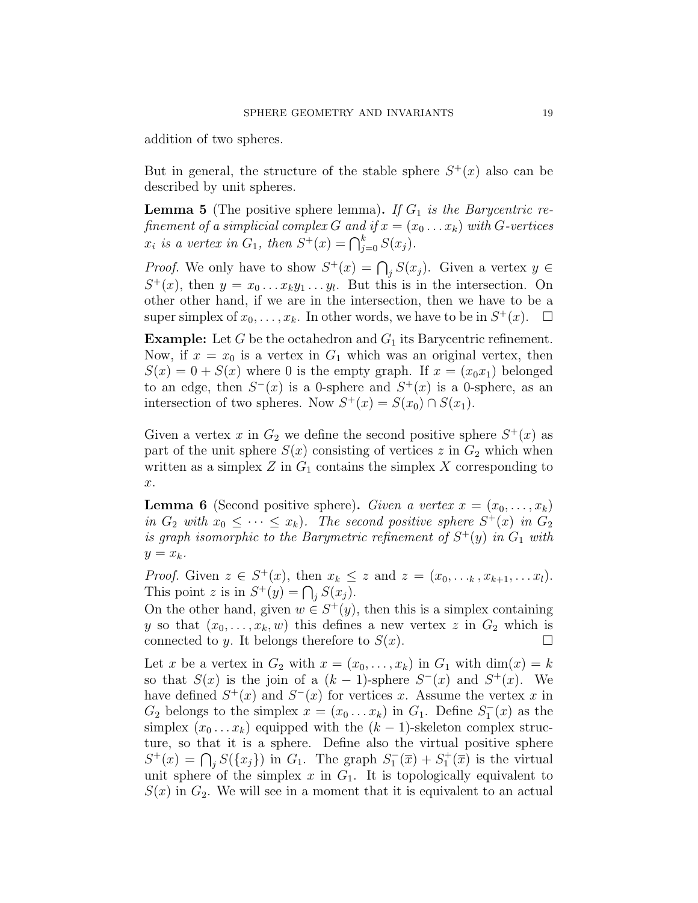addition of two spheres.

But in general, the structure of the stable sphere $S^+(x)$ also can be described by unit spheres.

**Lemma 5** (The positive sphere lemma). *If $G_1$ is the Barycentric refinement of a simplicial complex $G$ and if $x = (x_0 \dots x_k)$ with $G$-vertices $x_i$ is a vertex in $G_1$, then $S^+(x) = \bigcap_{j=0}^k S(x_j)$.*

*Proof.* We only have to show $S^+(x) = \bigcap_j S(x_j)$. Given a vertex $y \in S^+(x)$, then $y = x_0 \dots x_k y_1 \dots y_l$. But this is in the intersection. On other other hand, if we are in the intersection, then we have to be a super simplex of $x_0, \dots, x_k$. In other words, we have to be in $S^+(x)$. $\square$

**Example:** Let $G$ be the octahedron and $G_1$ its Barycentric refinement. Now, if $x = x_0$ is a vertex in $G_1$ which was an original vertex, then $S(x) = 0 + S(x)$ where 0 is the empty graph. If $x = (x_0 x_1)$ belonged to an edge, then $S^-(x)$ is a 0-sphere and $S^+(x)$ is a 0-sphere, as an intersection of two spheres. Now $S^+(x) = S(x_0) \cap S(x_1)$.

Given a vertex $x$ in $G_2$ we define the second positive sphere $S^+(x)$ as part of the unit sphere $S(x)$ consisting of vertices $z$ in $G_2$ which when written as a simplex $Z$ in $G_1$ contains the simplex $X$ corresponding to $x$.

**Lemma 6** (Second positive sphere). *Given a vertex $x = (x_0, \dots, x_k)$ in $G_2$ with $x_0 \leq \dots \leq x_k$). The second positive sphere $S^+(x)$ in $G_2$ is graph isomorphic to the Barymetric refinement of $S^+(y)$ in $G_1$ with $y = x_k$.*

*Proof.* Given $z \in S^+(x)$, then $x_k \leq z$ and $z = (x_0, \dots_k, x_{k+1}, \dots x_l)$. This point $z$ is in $S^+(y) = \bigcap_j S(x_j)$.
On the other hand, given $w \in S^+(y)$, then this is a simplex containing $y$ so that $(x_0, \dots, x_k, w)$ this defines a new vertex $z$ in $G_2$ which is connected to $y$. It belongs therefore to $S(x)$. $\square$

Let $x$ be a vertex in $G_2$ with $x = (x_0, \dots, x_k)$ in $G_1$ with $\dim(x) = k$ so that $S(x)$ is the join of a $(k-1)$-sphere $S^-(x)$ and $S^+(x)$. We have defined $S^+(x)$ and $S^-(x)$ for vertices $x$. Assume the vertex $x$ in $G_2$ belongs to the simplex $x = (x_0 \dots x_k)$ in $G_1$. Define $S_1^-(x)$ as the simplex $(x_0 \dots x_k)$ equipped with the $(k-1)$-skeleton complex structure, so that it is a sphere. Define also the virtual positive sphere $S^+(x) = \bigcap_j S(\{x_j\})$ in $G_1$. The graph $S_1^-(\overline{x}) + S_1^+(\overline{x})$ is the virtual unit sphere of the simplex $x$ in $G_1$. It is topologically equivalent to $S(x)$ in $G_2$. We will see in a moment that it is equivalent to an actual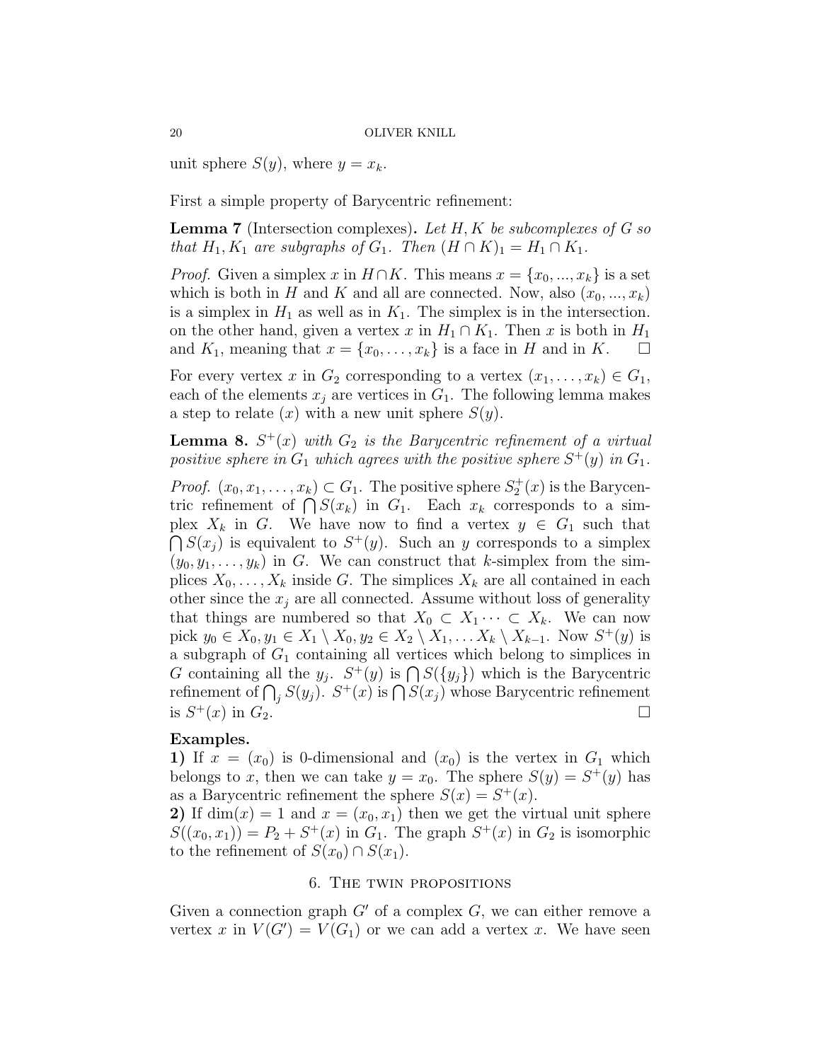unit sphere $S(y)$, where $y = x_k$.

First a simple property of Barycentric refinement:

**Lemma 7** (Intersection complexes)**.** *Let $H, K$ be subcomplexes of $G$ so that $H_1, K_1$ are subgraphs of $G_1$. Then $(H \cap K)_1 = H_1 \cap K_1$.*

*Proof.* Given a simplex $x$ in $H \cap K$. This means $x = \{x_0, ..., x_k\}$ is a set which is both in $H$ and $K$ and all are connected. Now, also $(x_0, ..., x_k)$ is a simplex in $H_1$ as well as in $K_1$. The simplex is in the intersection. on the other hand, given a vertex $x$ in $H_1 \cap K_1$. Then $x$ is both in $H_1$ and $K_1$, meaning that $x = \{x_0, \dots, x_k\}$ is a face in $H$ and in $K$. $\square$

For every vertex $x$ in $G_2$ corresponding to a vertex $(x_1, \dots, x_k) \in G_1$, each of the elements $x_j$ are vertices in $G_1$. The following lemma makes a step to relate $(x)$ with a new unit sphere $S(y)$.

**Lemma 8.** *$S^+(x)$ with $G_2$ is the Barycentric refinement of a virtual positive sphere in $G_1$ which agrees with the positive sphere $S^+(y)$ in $G_1$.*

*Proof.* $(x_0, x_1, \dots, x_k) \subset G_1$. The positive sphere $S_2^+(x)$ is the Barycentric refinement of $\bigcap S(x_k)$ in $G_1$. Each $x_k$ corresponds to a simplex $X_k$ in $G$. We have now to find a vertex $y \in G_1$ such that $\bigcap S(x_j)$ is equivalent to $S^+(y)$. Such an $y$ corresponds to a simplex $(y_0, y_1, \dots, y_k)$ in $G$. We can construct that $k$-simplex from the simplices $X_0, \dots, X_k$ inside $G$. The simplices $X_k$ are all contained in each other since the $x_j$ are all connected. Assume without loss of generality that things are numbered so that $X_0 \subset X_1 \cdots \subset X_k$. We can now pick $y_0 \in X_0, y_1 \in X_1 \setminus X_0, y_2 \in X_2 \setminus X_1, \dots X_k \setminus X_{k-1}$. Now $S^+(y)$ is a subgraph of $G_1$ containing all vertices which belong to simplices in $G$ containing all the $y_j$. $S^+(y)$ is $\bigcap S(\{y_j\})$ which is the Barycentric refinement of $\bigcap_j S(y_j)$. $S^+(x)$ is $\bigcap S(x_j)$ whose Barycentric refinement is $S^+(x)$ in $G_2$. $\square$

**Examples.**

**1)** If $x = (x_0)$ is 0-dimensional and $(x_0)$ is the vertex in $G_1$ which belongs to $x$, then we can take $y = x_0$. The sphere $S(y) = S^+(y)$ has as a Barycentric refinement the sphere $S(x) = S^+(x)$.

**2)** If $\dim(x) = 1$ and $x = (x_0, x_1)$ then we get the virtual unit sphere $S((x_0, x_1)) = P_2 + S^+(x)$ in $G_1$. The graph $S^+(x)$ in $G_2$ is isomorphic to the refinement of $S(x_0) \cap S(x_1)$.

## 6. The twin propositions

Given a connection graph $G'$ of a complex $G$, we can either remove a vertex $x$ in $V(G') = V(G_1)$ or we can add a vertex $x$. We have seen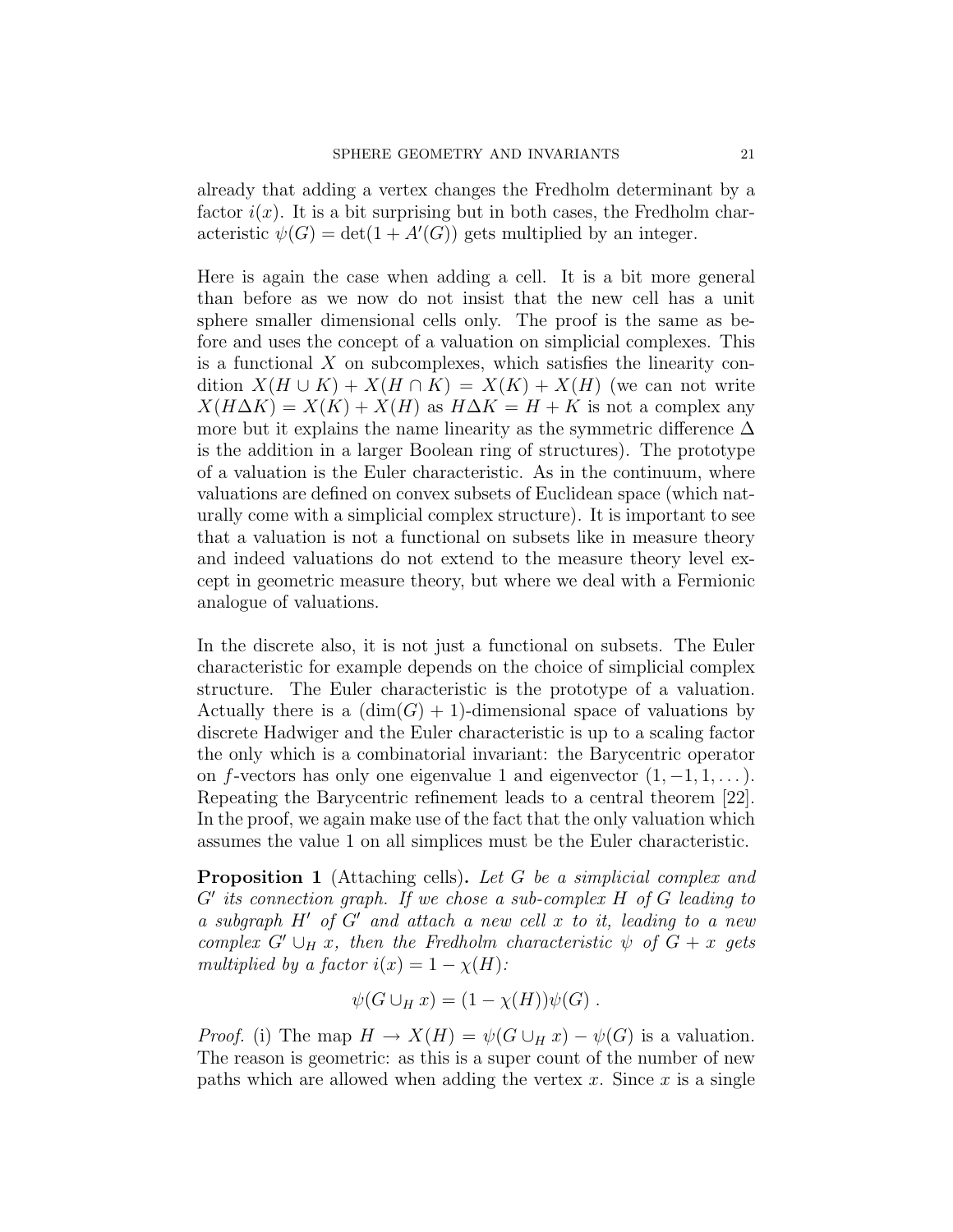already that adding a vertex changes the Fredholm determinant by a factor $i(x)$. It is a bit surprising but in both cases, the Fredholm characteristic $\psi(G) = \det(1 + A'(G))$ gets multiplied by an integer.

Here is again the case when adding a cell. It is a bit more general than before as we now do not insist that the new cell has a unit sphere smaller dimensional cells only. The proof is the same as before and uses the concept of a valuation on simplicial complexes. This is a functional $X$ on subcomplexes, which satisfies the linearity condition $X(H \cup K) + X(H \cap K) = X(K) + X(H)$ (we can not write $X(H \Delta K) = X(K) + X(H)$ as $H \Delta K = H + K$ is not a complex any more but it explains the name linearity as the symmetric difference $\Delta$ is the addition in a larger Boolean ring of structures). The prototype of a valuation is the Euler characteristic. As in the continuum, where valuations are defined on convex subsets of Euclidean space (which naturally come with a simplicial complex structure). It is important to see that a valuation is not a functional on subsets like in measure theory and indeed valuations do not extend to the measure theory level except in geometric measure theory, but where we deal with a Fermionic analogue of valuations.

In the discrete also, it is not just a functional on subsets. The Euler characteristic for example depends on the choice of simplicial complex structure. The Euler characteristic is the prototype of a valuation. Actually there is a $(\dim(G) + 1)$-dimensional space of valuations by discrete Hadwiger and the Euler characteristic is up to a scaling factor the only which is a combinatorial invariant: the Barycentric operator on $f$-vectors has only one eigenvalue 1 and eigenvector $(1, -1, 1, \dots)$. Repeating the Barycentric refinement leads to a central theorem [22]. In the proof, we again make use of the fact that the only valuation which assumes the value 1 on all simplices must be the Euler characteristic.

**Proposition 1** (Attaching cells)**.** *Let $G$ be a simplicial complex and $G'$ its connection graph. If we chose a sub-complex $H$ of $G$ leading to a subgraph $H'$ of $G'$ and attach a new cell $x$ to it, leading to a new complex $G' \cup_H x$, then the Fredholm characteristic $\psi$ of $G + x$ gets multiplied by a factor $i(x) = 1 - \chi(H)$:*

$$\psi(G \cup_H x) = (1 - \chi(H))\psi(G) .$$

*Proof.* (i) The map $H \to X(H) = \psi(G \cup_H x) - \psi(G)$ is a valuation. The reason is geometric: as this is a super count of the number of new paths which are allowed when adding the vertex $x$. Since $x$ is a single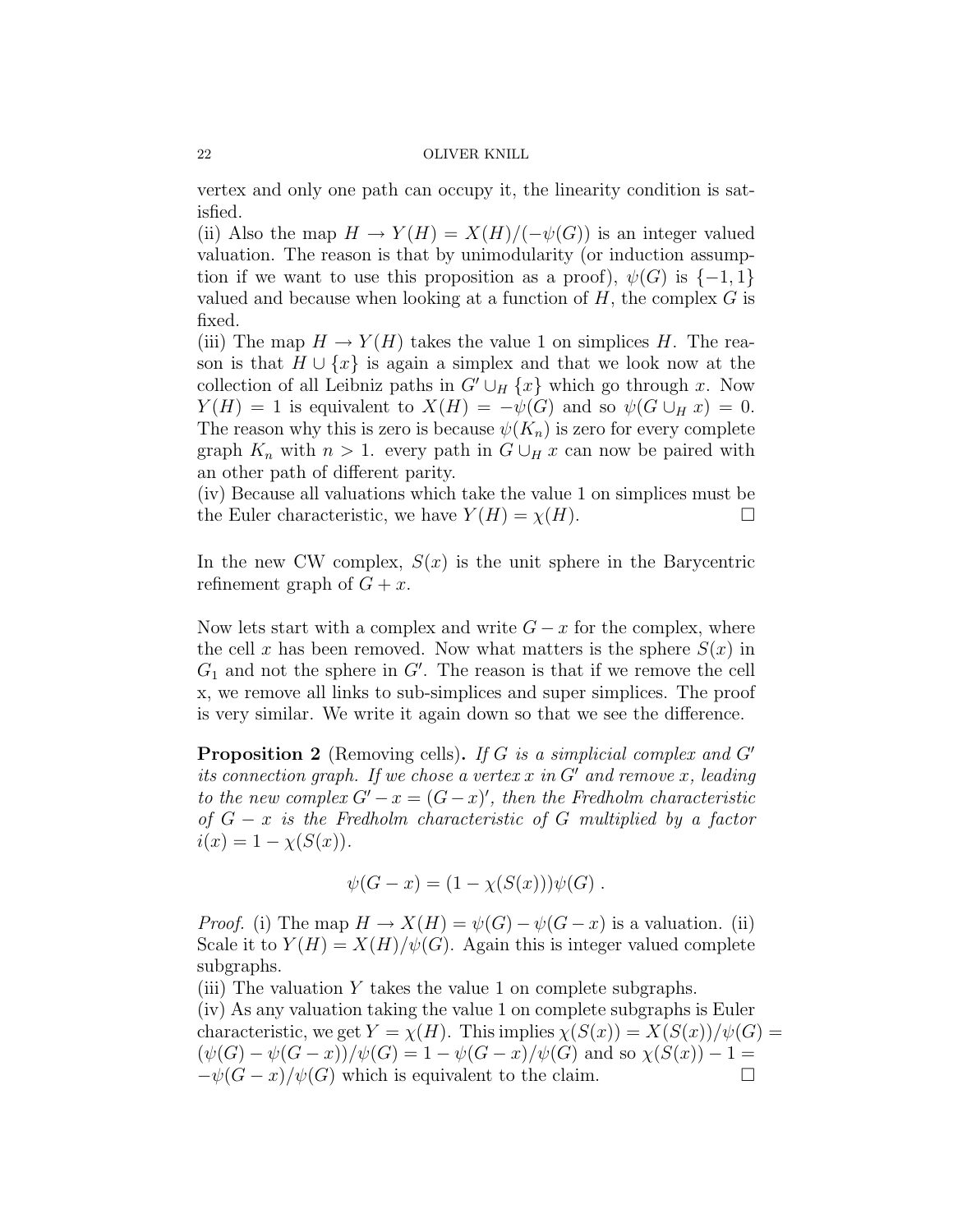vertex and only one path can occupy it, the linearity condition is satisfied.
(ii) Also the map $H \to Y(H) = X(H)/(-\psi(G))$ is an integer valued valuation. The reason is that by unimodularity (or induction assumption if we want to use this proposition as a proof), $\psi(G)$ is $\{-1, 1\}$ valued and because when looking at a function of $H$, the complex $G$ is fixed.
(iii) The map $H \to Y(H)$ takes the value 1 on simplices $H$. The reason is that $H \cup \{x\}$ is again a simplex and that we look now at the collection of all Leibniz paths in $G' \cup_H \{x\}$ which go through $x$. Now $Y(H) = 1$ is equivalent to $X(H) = -\psi(G)$ and so $\psi(G \cup_H x) = 0$. The reason why this is zero is because $\psi(K_n)$ is zero for every complete graph $K_n$ with $n > 1$. every path in $G \cup_H x$ can now be paired with an other path of different parity.
(iv) Because all valuations which take the value 1 on simplices must be the Euler characteristic, we have $Y(H) = \chi(H)$. □

In the new CW complex, $S(x)$ is the unit sphere in the Barycentric refinement graph of $G + x$.

Now lets start with a complex and write $G - x$ for the complex, where the cell $x$ has been removed. Now what matters is the sphere $S(x)$ in $G_1$ and not the sphere in $G'$. The reason is that if we remove the cell x, we remove all links to sub-simplices and super simplices. The proof is very similar. We write it again down so that we see the difference.

**Proposition 2** (Removing cells). *If $G$ is a simplicial complex and $G'$ its connection graph. If we chose a vertex $x$ in $G'$ and remove $x$, leading to the new complex $G' - x = (G - x)'$, then the Fredholm characteristic of $G - x$ is the Fredholm characteristic of $G$ multiplied by a factor $i(x) = 1 - \chi(S(x))$.*

$$\psi(G - x) = (1 - \chi(S(x)))\psi(G) .$$

*Proof.* (i) The map $H \to X(H) = \psi(G) - \psi(G - x)$ is a valuation. (ii) Scale it to $Y(H) = X(H)/\psi(G)$. Again this is integer valued complete subgraphs.
(iii) The valuation $Y$ takes the value 1 on complete subgraphs.
(iv) As any valuation taking the value 1 on complete subgraphs is Euler characteristic, we get $Y = \chi(H)$. This implies $\chi(S(x)) = X(S(x))/\psi(G) = (\psi(G) - \psi(G - x))/\psi(G) = 1 - \psi(G - x)/\psi(G)$ and so $\chi(S(x)) - 1 = -\psi(G - x)/\psi(G)$ which is equivalent to the claim. □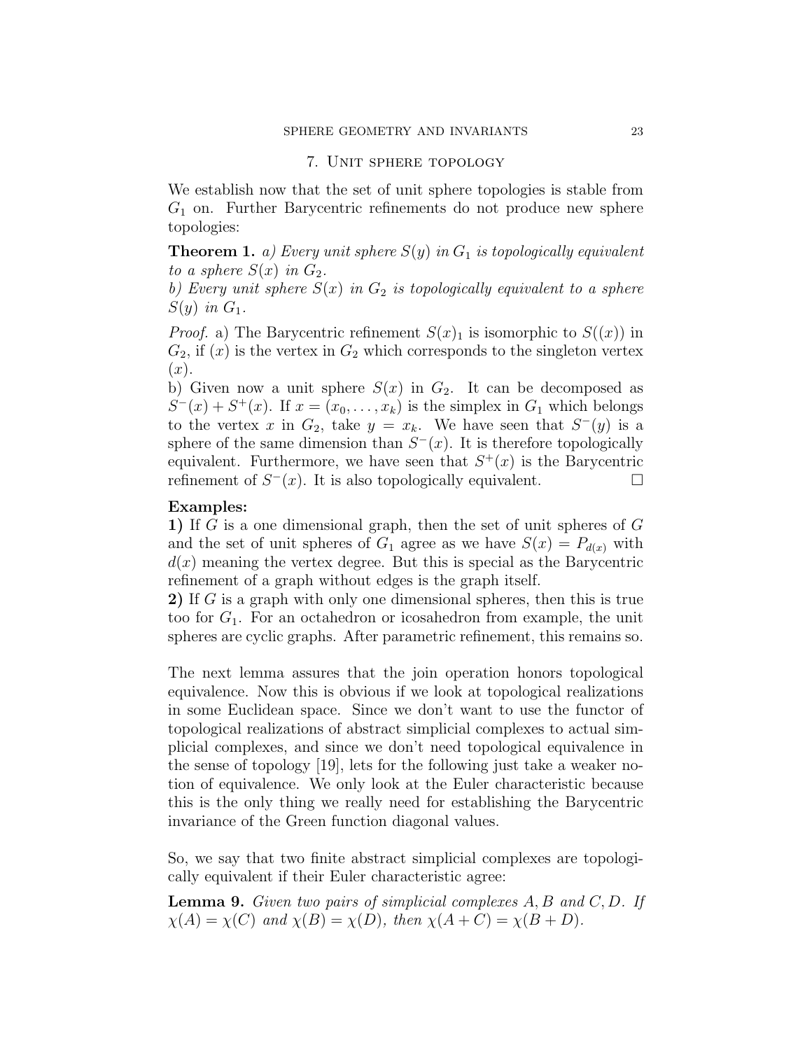## 7. Unit sphere topology

We establish now that the set of unit sphere topologies is stable from $G_1$ on. Further Barycentric refinements do not produce new sphere topologies:

**Theorem 1.** *a) Every unit sphere $S(y)$ in $G_1$ is topologically equivalent to a sphere $S(x)$ in $G_2$.*
*b) Every unit sphere $S(x)$ in $G_2$ is topologically equivalent to a sphere $S(y)$ in $G_1$.*

*Proof.* a) The Barycentric refinement $S(x)_1$ is isomorphic to $S((x))$ in $G_2$, if $(x)$ is the vertex in $G_2$ which corresponds to the singleton vertex $(x)$.
b) Given now a unit sphere $S(x)$ in $G_2$. It can be decomposed as $S^-(x) + S^+(x)$. If $x = (x_0, \dots, x_k)$ is the simplex in $G_1$ which belongs to the vertex $x$ in $G_2$, take $y = x_k$. We have seen that $S^-(y)$ is a sphere of the same dimension than $S^-(x)$. It is therefore topologically equivalent. Furthermore, we have seen that $S^+(x)$ is the Barycentric refinement of $S^-(x)$. It is also topologically equivalent. ☐

**Examples:**
**1)** If $G$ is a one dimensional graph, then the set of unit spheres of $G$ and the set of unit spheres of $G_1$ agree as we have $S(x) = P_{d(x)}$ with $d(x)$ meaning the vertex degree. But this is special as the Barycentric refinement of a graph without edges is the graph itself.
**2)** If $G$ is a graph with only one dimensional spheres, then this is true too for $G_1$. For an octahedron or icosahedron from example, the unit spheres are cyclic graphs. After parametric refinement, this remains so.

The next lemma assures that the join operation honors topological equivalence. Now this is obvious if we look at topological realizations in some Euclidean space. Since we don't want to use the functor of topological realizations of abstract simplicial complexes to actual simplicial complexes, and since we don't need topological equivalence in the sense of topology [19], lets for the following just take a weaker notion of equivalence. We only look at the Euler characteristic because this is the only thing we really need for establishing the Barycentric invariance of the Green function diagonal values.

So, we say that two finite abstract simplicial complexes are topologically equivalent if their Euler characteristic agree:

**Lemma 9.** *Given two pairs of simplicial complexes $A, B$ and $C, D$. If $\chi(A) = \chi(C)$ and $\chi(B) = \chi(D)$, then $\chi(A + C) = \chi(B + D)$.*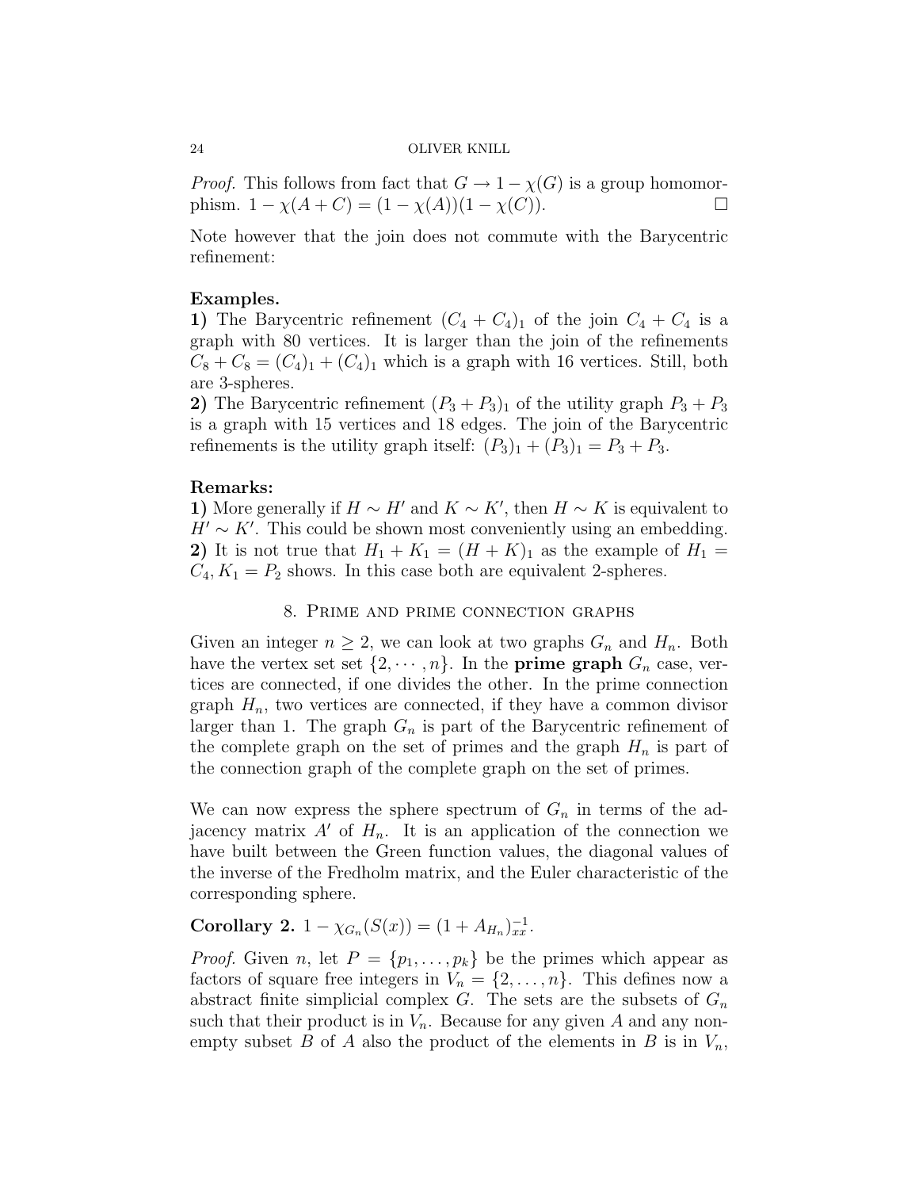*Proof.* This follows from fact that $G \to 1 - \chi(G)$ is a group homomorphism. $1 - \chi(A + C) = (1 - \chi(A))(1 - \chi(C))$. $\square$

Note however that the join does not commute with the Barycentric refinement:

**Examples.**

**1)** The Barycentric refinement $(C_4 + C_4)_1$ of the join $C_4 + C_4$ is a graph with 80 vertices. It is larger than the join of the refinements $C_8 + C_8 = (C_4)_1 + (C_4)_1$ which is a graph with 16 vertices. Still, both are 3-spheres.

**2)** The Barycentric refinement $(P_3 + P_3)_1$ of the utility graph $P_3 + P_3$ is a graph with 15 vertices and 18 edges. The join of the Barycentric refinements is the utility graph itself: $(P_3)_1 + (P_3)_1 = P_3 + P_3$.

**Remarks:**

**1)** More generally if $H \sim H'$ and $K \sim K'$, then $H \sim K$ is equivalent to $H' \sim K'$. This could be shown most conveniently using an embedding.

**2)** It is not true that $H_1 + K_1 = (H + K)_1$ as the example of $H_1 = C_4, K_1 = P_2$ shows. In this case both are equivalent 2-spheres.

## 8. Prime and prime connection graphs

Given an integer $n \geq 2$, we can look at two graphs $G_n$ and $H_n$. Both have the vertex set set $\{2, \cdots, n\}$. In the **prime graph** $G_n$ case, vertices are connected, if one divides the other. In the prime connection graph $H_n$, two vertices are connected, if they have a common divisor larger than 1. The graph $G_n$ is part of the Barycentric refinement of the complete graph on the set of primes and the graph $H_n$ is part of the connection graph of the complete graph on the set of primes.

We can now express the sphere spectrum of $G_n$ in terms of the adjacency matrix $A'$ of $H_n$. It is an application of the connection we have built between the Green function values, the diagonal values of the inverse of the Fredholm matrix, and the Euler characteristic of the corresponding sphere.

**Corollary 2.** $1 - \chi_{G_n}(S(x)) = (1 + A_{H_n})^{-1}_{xx}$.

*Proof.* Given $n$, let $P = \{p_1, \dots, p_k\}$ be the primes which appear as factors of square free integers in $V_n = \{2, \dots, n\}$. This defines now a abstract finite simplicial complex $G$. The sets are the subsets of $G_n$ such that their product is in $V_n$. Because for any given $A$ and any non-empty subset $B$ of $A$ also the product of the elements in $B$ is in $V_n$,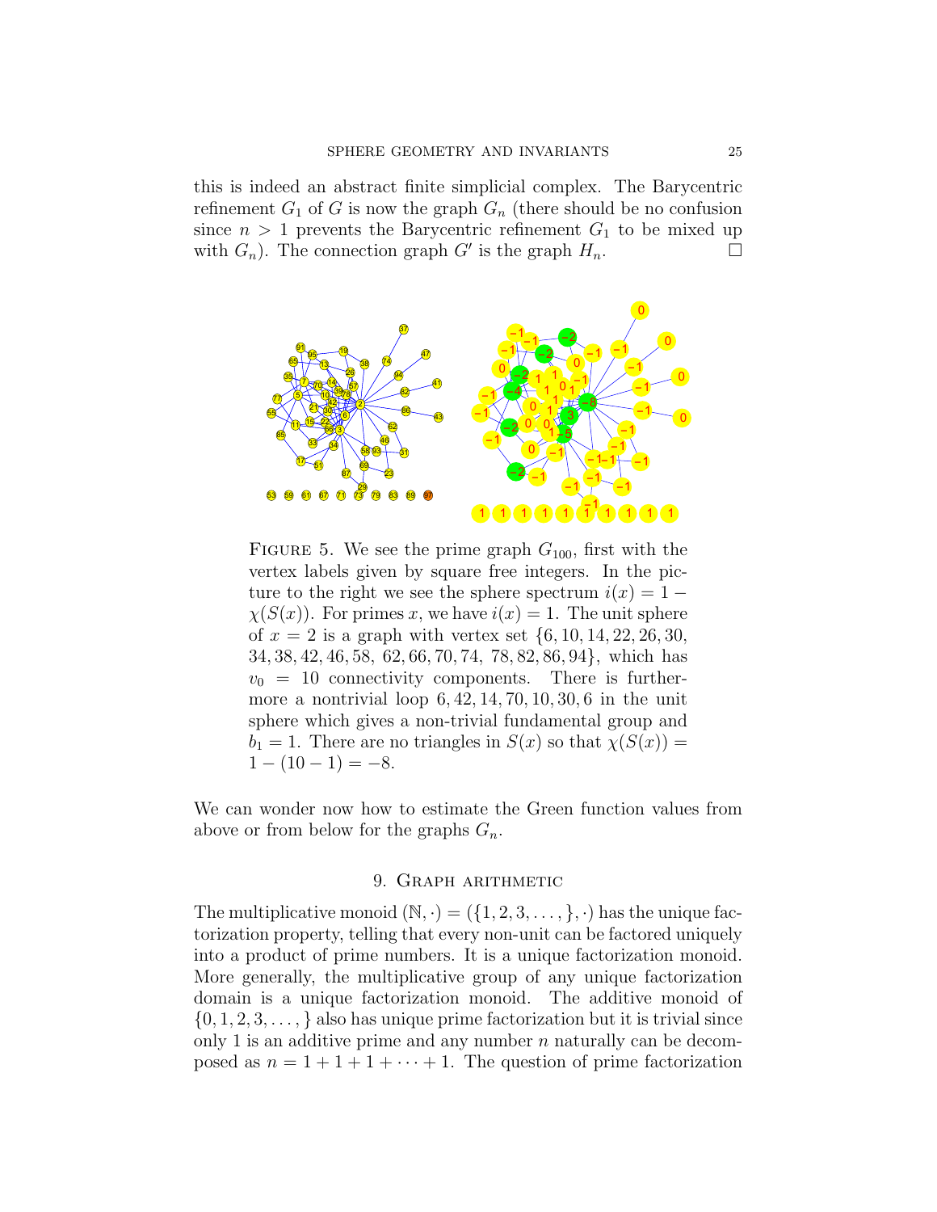this is indeed an abstract finite simplicial complex. The Barycentric refinement $G_1$ of $G$ is now the graph $G_n$ (there should be no confusion since $n > 1$ prevents the Barycentric refinement $G_1$ to be mixed up with $G_n$). The connection graph $G'$ is the graph $H_n$. $\square$

FIGURE 5. We see the prime graph $G_{100}$, first with the vertex labels given by square free integers. In the picture to the right we see the sphere spectrum $i(x) = 1 - \chi(S(x))$. For primes $x$, we have $i(x) = 1$. The unit sphere of $x = 2$ is a graph with vertex set $\{6, 10, 14, 22, 26, 30, 34, 38, 42, 46, 58, 62, 66, 70, 74, 78, 82, 86, 94\}$, which has $v_0 = 10$ connectivity components. There is furthermore a nontrivial loop $6, 42, 14, 70, 10, 30, 6$ in the unit sphere which gives a non-trivial fundamental group and $b_1 = 1$. There are no triangles in $S(x)$ so that $\chi(S(x)) = 1 - (10 - 1) = -8$.

We can wonder now how to estimate the Green function values from above or from below for the graphs $G_n$.

## 9. Graph arithmetic

The multiplicative monoid $(\mathbb{N}, \cdot) = (\{1, 2, 3, \dots, \}, \cdot)$ has the unique factorization property, telling that every non-unit can be factored uniquely into a product of prime numbers. It is a unique factorization monoid. More generally, the multiplicative group of any unique factorization domain is a unique factorization monoid. The additive monoid of $\{0, 1, 2, 3, \dots, \}$ also has unique prime factorization but it is trivial since only 1 is an additive prime and any number $n$ naturally can be decomposed as $n = 1 + 1 + 1 + \dots + 1$. The question of prime factorization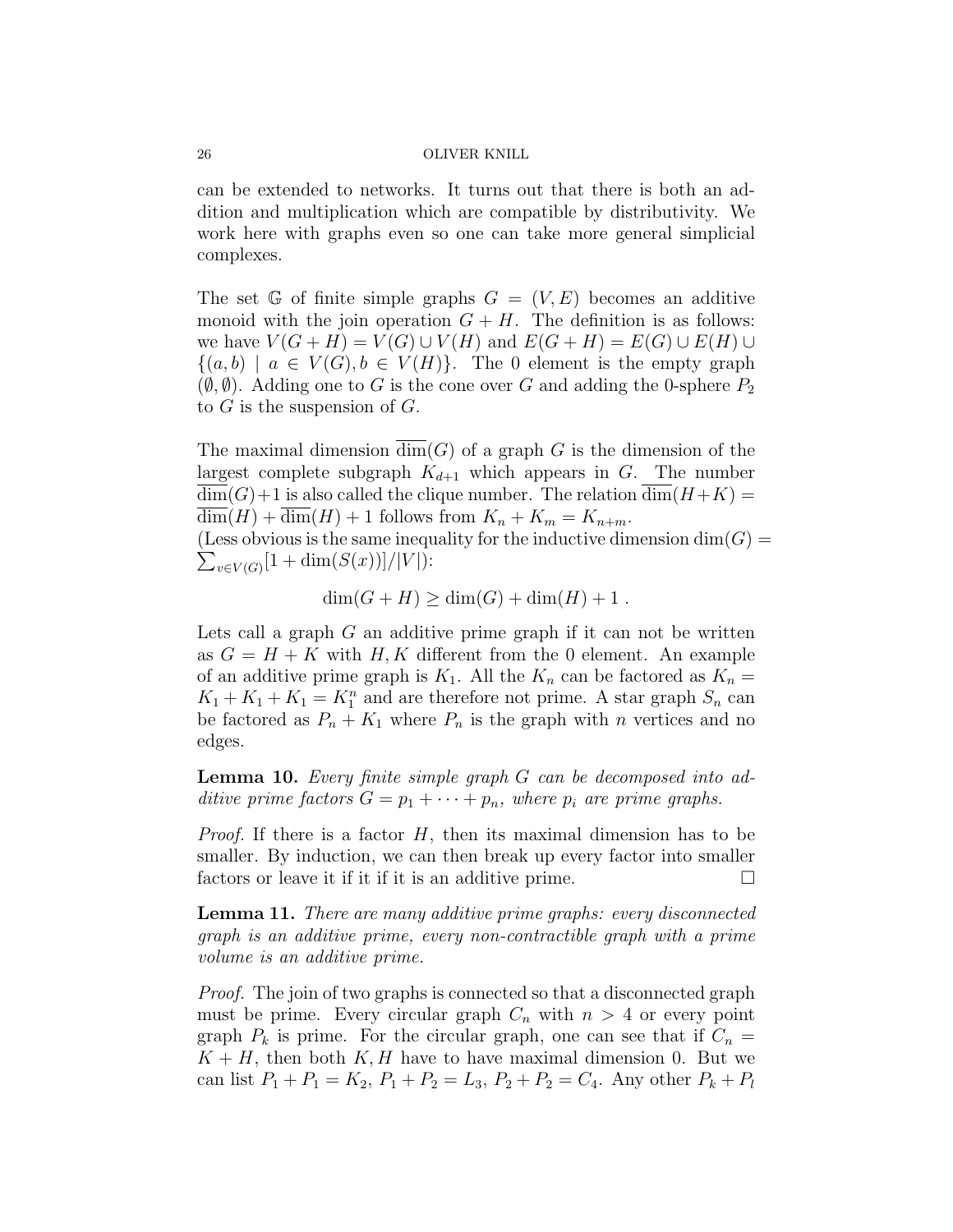can be extended to networks. It turns out that there is both an addition and multiplication which are compatible by distributivity. We work here with graphs even so one can take more general simplicial complexes.

The set $\mathbb{G}$ of finite simple graphs $G = (V, E)$ becomes an additive monoid with the join operation $G + H$. The definition is as follows: we have $V(G+H) = V(G) \cup V(H)$ and $E(G+H) = E(G) \cup E(H) \cup \{(a,b) \mid a \in V(G), b \in V(H)\}$. The 0 element is the empty graph $(\emptyset, \emptyset)$. Adding one to $G$ is the cone over $G$ and adding the 0-sphere $P_2$ to $G$ is the suspension of $G$.

The maximal dimension $\overline{\dim}(G)$ of a graph $G$ is the dimension of the largest complete subgraph $K_{d+1}$ which appears in $G$. The number $\overline{\dim}(G)+1$ is also called the clique number. The relation $\overline{\dim}(H+K) = \overline{\dim}(H) + \overline{\dim}(H) + 1$ follows from $K_n + K_m = K_{n+m}$.
(Less obvious is the same inequality for the inductive dimension $\dim(G) = \sum_{v \in V(G)} [1 + \dim(S(x))]/|V|$):

$$\dim(G+H) \geq \dim(G) + \dim(H) + 1 \; .$$

Lets call a graph $G$ an additive prime graph if it can not be written as $G = H + K$ with $H, K$ different from the 0 element. An example of an additive prime graph is $K_1$. All the $K_n$ can be factored as $K_n = K_1 + K_1 + K_1 = K_1^n$ and are therefore not prime. A star graph $S_n$ can be factored as $P_n + K_1$ where $P_n$ is the graph with $n$ vertices and no edges.

**Lemma 10.** *Every finite simple graph $G$ can be decomposed into additive prime factors $G = p_1 + \cdots + p_n$, where $p_i$ are prime graphs.*

*Proof.* If there is a factor $H$, then its maximal dimension has to be smaller. By induction, we can then break up every factor into smaller factors or leave it if it if it is an additive prime. ☐

**Lemma 11.** *There are many additive prime graphs: every disconnected graph is an additive prime, every non-contractible graph with a prime volume is an additive prime.*

*Proof.* The join of two graphs is connected so that a disconnected graph must be prime. Every circular graph $C_n$ with $n > 4$ or every point graph $P_k$ is prime. For the circular graph, one can see that if $C_n = K + H$, then both $K, H$ have to have maximal dimension 0. But we can list $P_1 + P_1 = K_2$, $P_1 + P_2 = L_3$, $P_2 + P_2 = C_4$. Any other $P_k + P_l$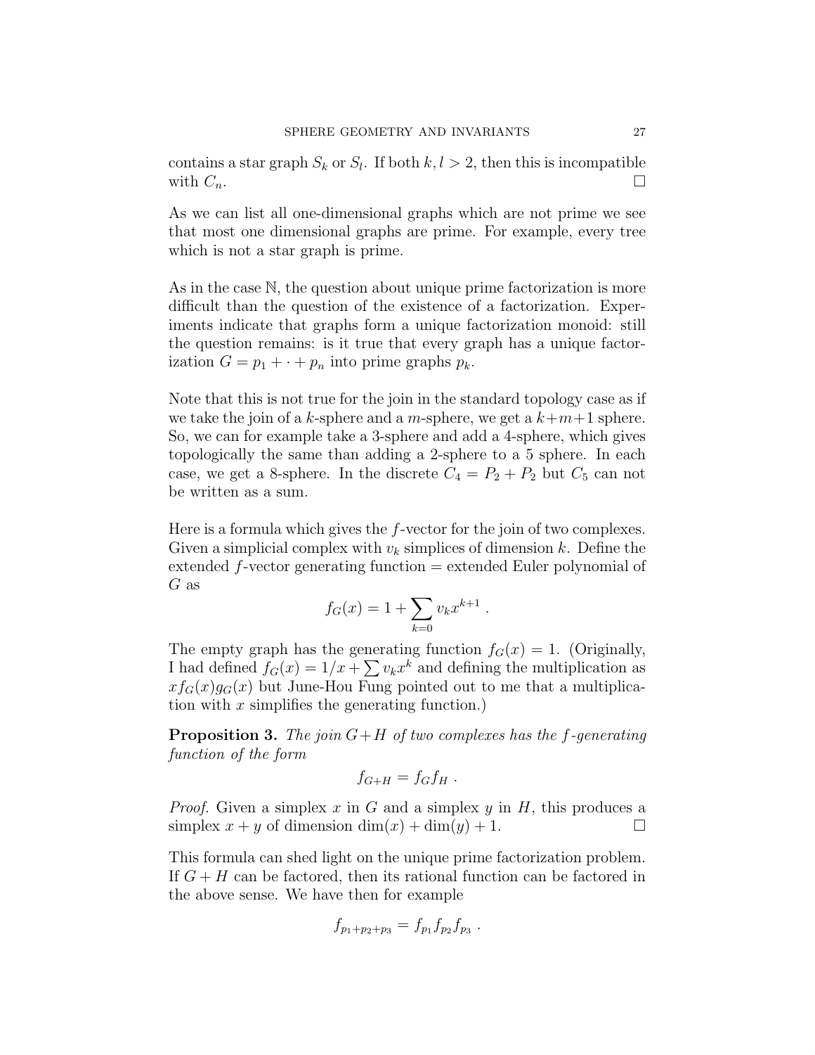contains a star graph $S_k$ or $S_l$. If both $k, l > 2$, then this is incompatible with $C_n$. □

As we can list all one-dimensional graphs which are not prime we see that most one dimensional graphs are prime. For example, every tree which is not a star graph is prime.

As in the case $\mathbb{N}$, the question about unique prime factorization is more difficult than the question of the existence of a factorization. Experiments indicate that graphs form a unique factorization monoid: still the question remains: is it true that every graph has a unique factorization $G = p_1 + \cdot + p_n$ into prime graphs $p_k$.

Note that this is not true for the join in the standard topology case as if we take the join of a $k$-sphere and a $m$-sphere, we get a $k+m+1$ sphere. So, we can for example take a 3-sphere and add a 4-sphere, which gives topologically the same than adding a 2-sphere to a 5 sphere. In each case, we get a 8-sphere. In the discrete $C_4 = P_2 + P_2$ but $C_5$ can not be written as a sum.

Here is a formula which gives the $f$-vector for the join of two complexes. Given a simplicial complex with $v_k$ simplices of dimension $k$. Define the extended $f$-vector generating function = extended Euler polynomial of $G$ as

$$f_G(x) = 1 + \sum_{k=0} v_k x^{k+1} .$$

The empty graph has the generating function $f_G(x) = 1$. (Originally, I had defined $f_G(x) = 1/x + \sum v_k x^k$ and defining the multiplication as $x f_G(x) g_G(x)$ but June-Hou Fung pointed out to me that a multiplication with $x$ simplifies the generating function.)

**Proposition 3.** *The join $G+H$ of two complexes has the $f$-generating function of the form*

$$f_{G+H} = f_G f_H .$$

*Proof.* Given a simplex $x$ in $G$ and a simplex $y$ in $H$, this produces a simplex $x + y$ of dimension $\dim(x) + \dim(y) + 1$. □

This formula can shed light on the unique prime factorization problem. If $G + H$ can be factored, then its rational function can be factored in the above sense. We have then for example

$$f_{p_1+p_2+p_3} = f_{p_1} f_{p_2} f_{p_3} .$$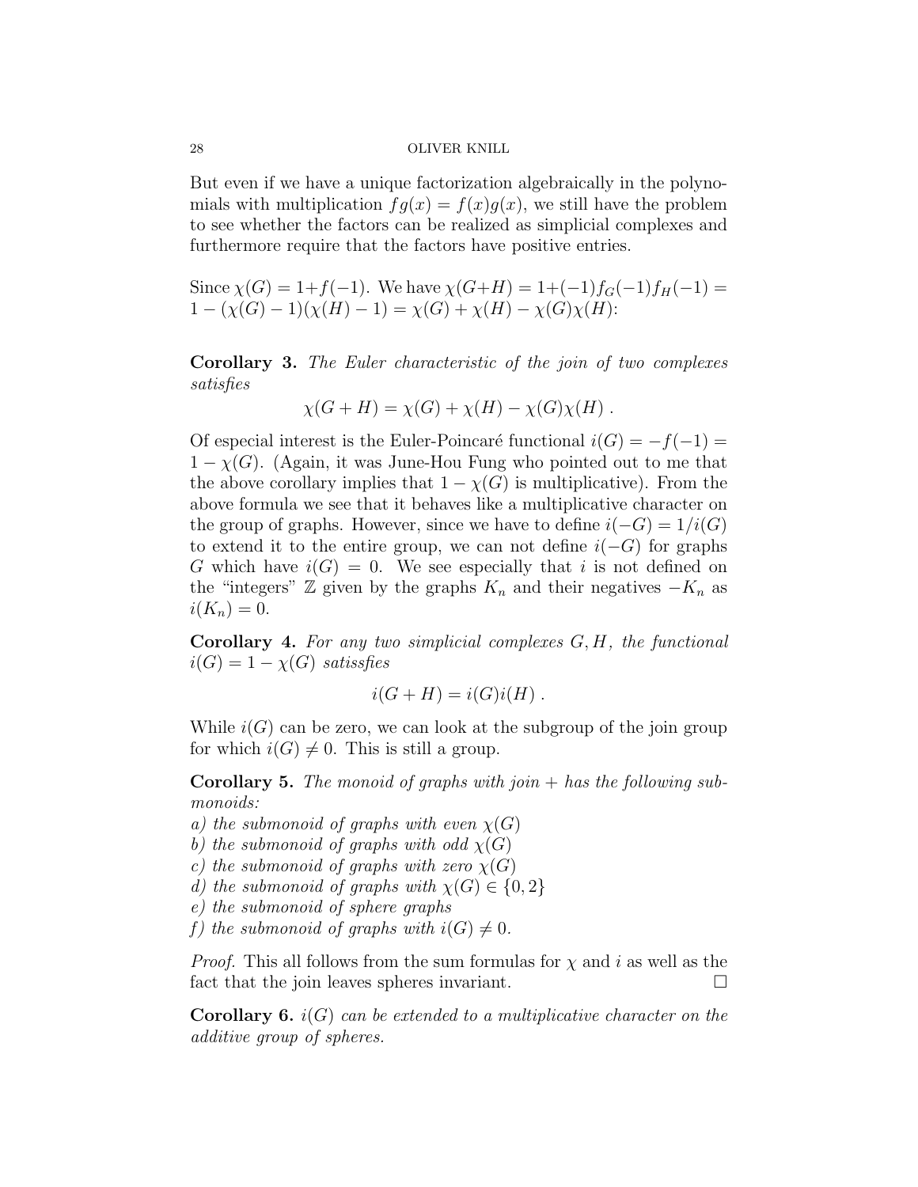But even if we have a unique factorization algebraically in the polynomials with multiplication $fg(x) = f(x)g(x)$, we still have the problem to see whether the factors can be realized as simplicial complexes and furthermore require that the factors have positive entries.

Since $\chi(G) = 1 + f(-1)$. We have $\chi(G+H) = 1 + (-1)f_G(-1)f_H(-1) = 1 - (\chi(G)-1)(\chi(H)-1) = \chi(G) + \chi(H) - \chi(G)\chi(H)$:

**Corollary 3.** *The Euler characteristic of the join of two complexes satisfies*

$$\chi(G+H) = \chi(G) + \chi(H) - \chi(G)\chi(H) .$$

Of especial interest is the Euler-Poincaré functional $i(G) = -f(-1) = 1 - \chi(G)$. (Again, it was June-Hou Fung who pointed out to me that the above corollary implies that $1 - \chi(G)$ is multiplicative). From the above formula we see that it behaves like a multiplicative character on the group of graphs. However, since we have to define $i(-G) = 1/i(G)$ to extend it to the entire group, we can not define $i(-G)$ for graphs $G$ which have $i(G) = 0$. We see especially that $i$ is not defined on the "integers" $\mathbb{Z}$ given by the graphs $K_n$ and their negatives $-K_n$ as $i(K_n) = 0$.

**Corollary 4.** *For any two simplicial complexes $G, H$, the functional $i(G) = 1 - \chi(G)$ satissfies*

$$i(G+H) = i(G)i(H) .$$

While $i(G)$ can be zero, we can look at the subgroup of the join group for which $i(G) \neq 0$. This is still a group.

**Corollary 5.** *The monoid of graphs with join $+$ has the following submonoids:*
*a) the submonoid of graphs with even $\chi(G)$*
*b) the submonoid of graphs with odd $\chi(G)$*
*c) the submonoid of graphs with zero $\chi(G)$*
*d) the submonoid of graphs with $\chi(G) \in \{0, 2\}$*
*e) the submonoid of sphere graphs*
*f) the submonoid of graphs with $i(G) \neq 0$.*

*Proof.* This all follows from the sum formulas for $\chi$ and $i$ as well as the fact that the join leaves spheres invariant. □

**Corollary 6.** *$i(G)$ can be extended to a multiplicative character on the additive group of spheres.*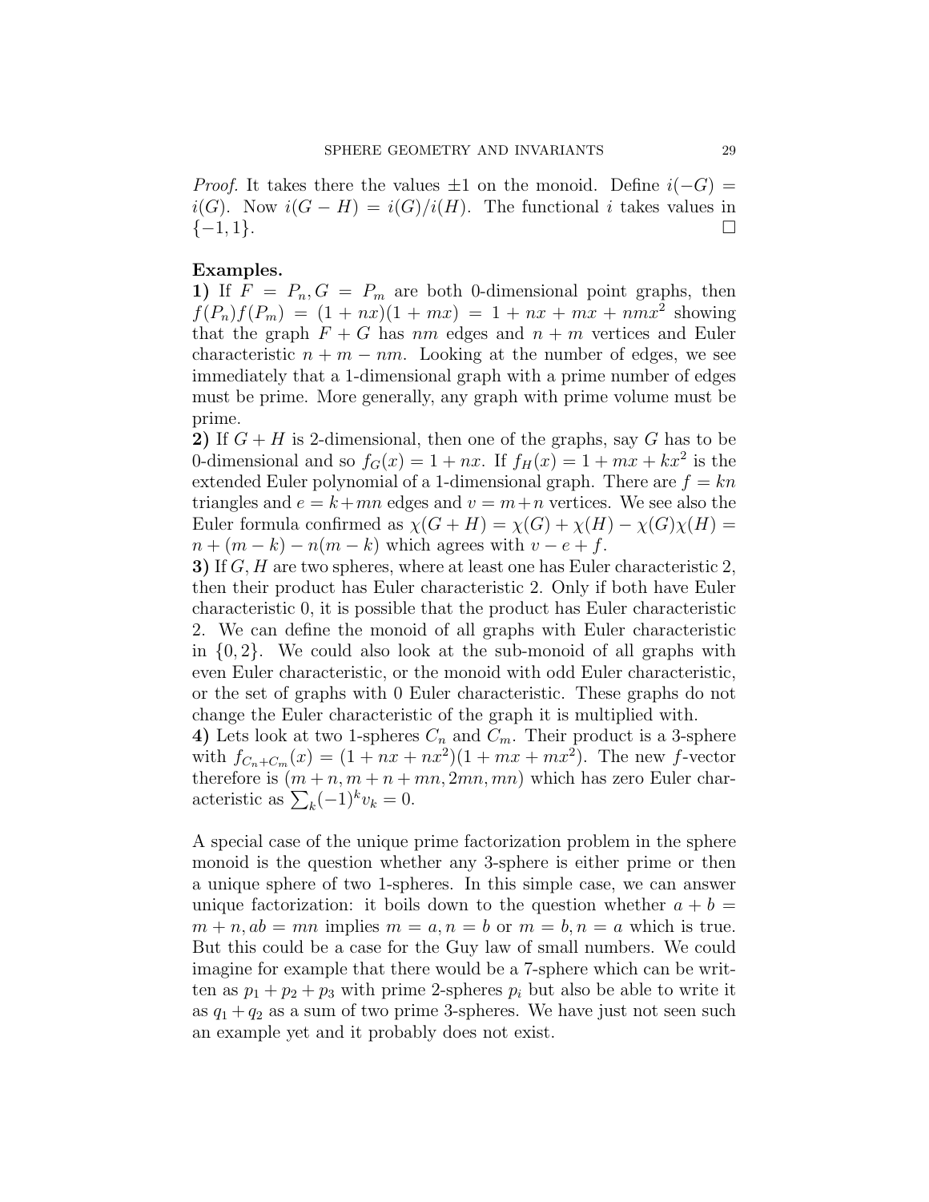*Proof.* It takes there the values $\pm 1$ on the monoid. Define $i(-G) = i(G)$. Now $i(G - H) = i(G)/i(H)$. The functional $i$ takes values in $\{-1, 1\}$. $\square$

**Examples.**

**1)** If $F = P_n, G = P_m$ are both 0-dimensional point graphs, then $f(P_n)f(P_m) = (1 + nx)(1 + mx) = 1 + nx + mx + nmx^2$ showing that the graph $F + G$ has $nm$ edges and $n + m$ vertices and Euler characteristic $n + m - nm$. Looking at the number of edges, we see immediately that a 1-dimensional graph with a prime number of edges must be prime. More generally, any graph with prime volume must be prime.

**2)** If $G + H$ is 2-dimensional, then one of the graphs, say $G$ has to be 0-dimensional and so $f_G(x) = 1 + nx$. If $f_H(x) = 1 + mx + kx^2$ is the extended Euler polynomial of a 1-dimensional graph. There are $f = kn$ triangles and $e = k + mn$ edges and $v = m + n$ vertices. We see also the Euler formula confirmed as $\chi(G + H) = \chi(G) + \chi(H) - \chi(G)\chi(H) = n + (m - k) - n(m - k)$ which agrees with $v - e + f$.

**3)** If $G, H$ are two spheres, where at least one has Euler characteristic 2, then their product has Euler characteristic 2. Only if both have Euler characteristic 0, it is possible that the product has Euler characteristic 2. We can define the monoid of all graphs with Euler characteristic in $\{0, 2\}$. We could also look at the sub-monoid of all graphs with even Euler characteristic, or the monoid with odd Euler characteristic, or the set of graphs with 0 Euler characteristic. These graphs do not change the Euler characteristic of the graph it is multiplied with.

**4)** Lets look at two 1-spheres $C_n$ and $C_m$. Their product is a 3-sphere with $f_{C_n + C_m}(x) = (1 + nx + nx^2)(1 + mx + mx^2)$. The new $f$-vector therefore is $(m + n, m + n + mn, 2mn, mn)$ which has zero Euler characteristic as $\sum_k (-1)^k v_k = 0$.

A special case of the unique prime factorization problem in the sphere monoid is the question whether any 3-sphere is either prime or then a unique sphere of two 1-spheres. In this simple case, we can answer unique factorization: it boils down to the question whether $a + b = m + n, ab = mn$ implies $m = a, n = b$ or $m = b, n = a$ which is true. But this could be a case for the Guy law of small numbers. We could imagine for example that there would be a 7-sphere which can be written as $p_1 + p_2 + p_3$ with prime 2-spheres $p_i$ but also be able to write it as $q_1 + q_2$ as a sum of two prime 3-spheres. We have just not seen such an example yet and it probably does not exist.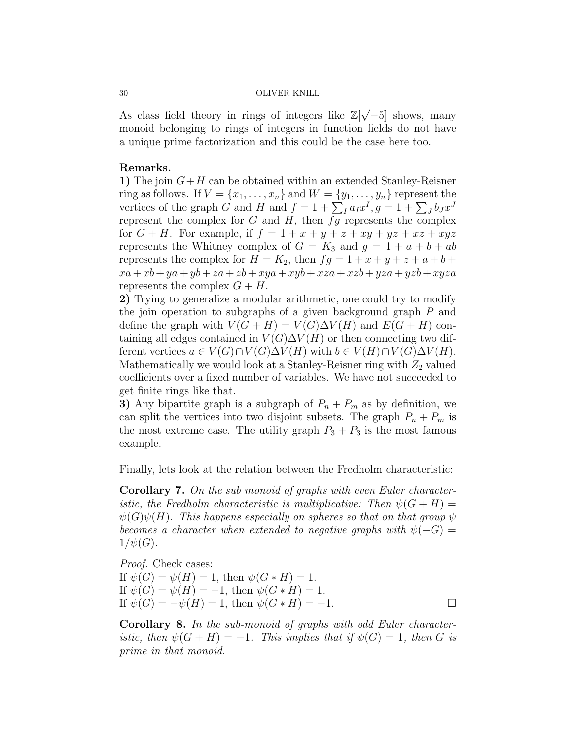As class field theory in rings of integers like $\mathbb{Z}[\sqrt{-5}]$ shows, many monoid belonging to rings of integers in function fields do not have a unique prime factorization and this could be the case here too.

**Remarks.**

**1)** The join $G+H$ can be obtained within an extended Stanley-Reisner ring as follows. If $V = \{x_1, \dots, x_n\}$ and $W = \{y_1, \dots, y_n\}$ represent the vertices of the graph $G$ and $H$ and $f = 1 + \sum_I a_I x^I, g = 1 + \sum_J b_J x^J$ represent the complex for $G$ and $H$, then $fg$ represents the complex for $G + H$. For example, if $f = 1 + x + y + z + xy + yz + xz + xyz$ represents the Whitney complex of $G = K_3$ and $g = 1 + a + b + ab$ represents the complex for $H = K_2$, then $fg = 1 + x + y + z + a + b + xa + xb + ya + yb + za + zb + xya + xyb + xza + xzb + yza + yzb + xyza$ represents the complex $G + H$.

**2)** Trying to generalize a modular arithmetic, one could try to modify the join operation to subgraphs of a given background graph $P$ and define the graph with $V(G + H) = V(G)\Delta V(H)$ and $E(G + H)$ containing all edges contained in $V(G)\Delta V(H)$ or then connecting two different vertices $a \in V(G) \cap V(G)\Delta V(H)$ with $b \in V(H) \cap V(G)\Delta V(H)$. Mathematically we would look at a Stanley-Reisner ring with $Z_2$ valued coefficients over a fixed number of variables. We have not succeeded to get finite rings like that.

**3)** Any bipartite graph is a subgraph of $P_n + P_m$ as by definition, we can split the vertices into two disjoint subsets. The graph $P_n + P_m$ is the most extreme case. The utility graph $P_3 + P_3$ is the most famous example.

Finally, lets look at the relation between the Fredholm characteristic:

**Corollary 7.** *On the sub monoid of graphs with even Euler characteristic, the Fredholm characteristic is multiplicative: Then $\psi(G + H) = \psi(G)\psi(H)$. This happens especially on spheres so that on that group $\psi$ becomes a character when extended to negative graphs with $\psi(-G) = 1/\psi(G)$.*

*Proof.* Check cases:
If $\psi(G) = \psi(H) = 1$, then $\psi(G * H) = 1$.
If $\psi(G) = \psi(H) = -1$, then $\psi(G * H) = 1$.
If $\psi(G) = -\psi(H) = 1$, then $\psi(G * H) = -1$. $\square$

**Corollary 8.** *In the sub-monoid of graphs with odd Euler characteristic, then $\psi(G + H) = -1$. This implies that if $\psi(G) = 1$, then $G$ is prime in that monoid.*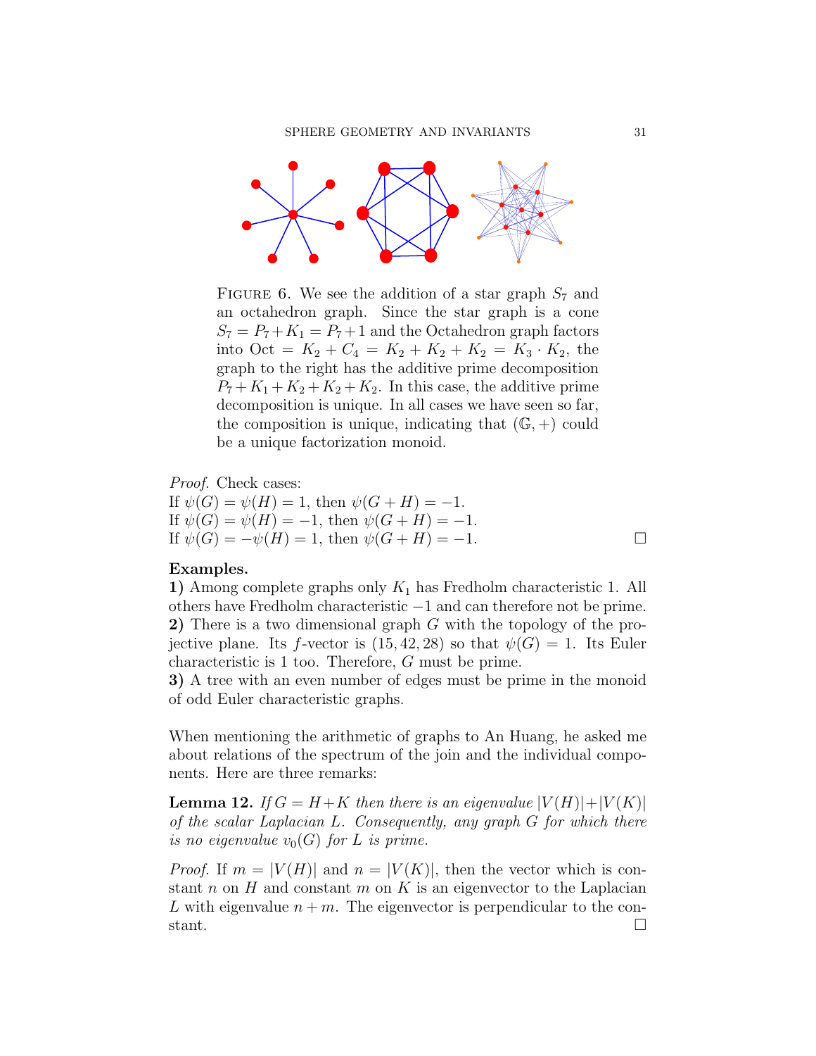FIGURE 6. We see the addition of a star graph $S_7$ and an octahedron graph. Since the star graph is a cone $S_7 = P_7 + K_1 = P_7 + 1$ and the Octahedron graph factors into Oct $= K_2 + C_4 = K_2 + K_2 + K_2 = K_3 \cdot K_2$, the graph to the right has the additive prime decomposition $P_7 + K_1 + K_2 + K_2 + K_2$. In this case, the additive prime decomposition is unique. In all cases we have seen so far, the composition is unique, indicating that $(\mathbb{G}, +)$ could be a unique factorization monoid.

*Proof.* Check cases:
If $\psi(G) = \psi(H) = 1$, then $\psi(G + H) = -1$.
If $\psi(G) = \psi(H) = -1$, then $\psi(G + H) = -1$.
If $\psi(G) = -\psi(H) = 1$, then $\psi(G + H) = -1$. ∎

**Examples.**
**1)** Among complete graphs only $K_1$ has Fredholm characteristic 1. All others have Fredholm characteristic $-1$ and can therefore not be prime.
**2)** There is a two dimensional graph $G$ with the topology of the projective plane. Its $f$-vector is $(15, 42, 28)$ so that $\psi(G) = 1$. Its Euler characteristic is 1 too. Therefore, $G$ must be prime.
**3)** A tree with an even number of edges must be prime in the monoid of odd Euler characteristic graphs.

When mentioning the arithmetic of graphs to An Huang, he asked me about relations of the spectrum of the join and the individual components. Here are three remarks:

**Lemma 12.** *If $G = H + K$ then there is an eigenvalue $|V(H)| + |V(K)|$ of the scalar Laplacian $L$. Consequently, any graph $G$ for which there is no eigenvalue $v_0(G)$ for $L$ is prime.*

*Proof.* If $m = |V(H)|$ and $n = |V(K)|$, then the vector which is constant $n$ on $H$ and constant $m$ on $K$ is an eigenvector to the Laplacian $L$ with eigenvalue $n + m$. The eigenvector is perpendicular to the constant. ∎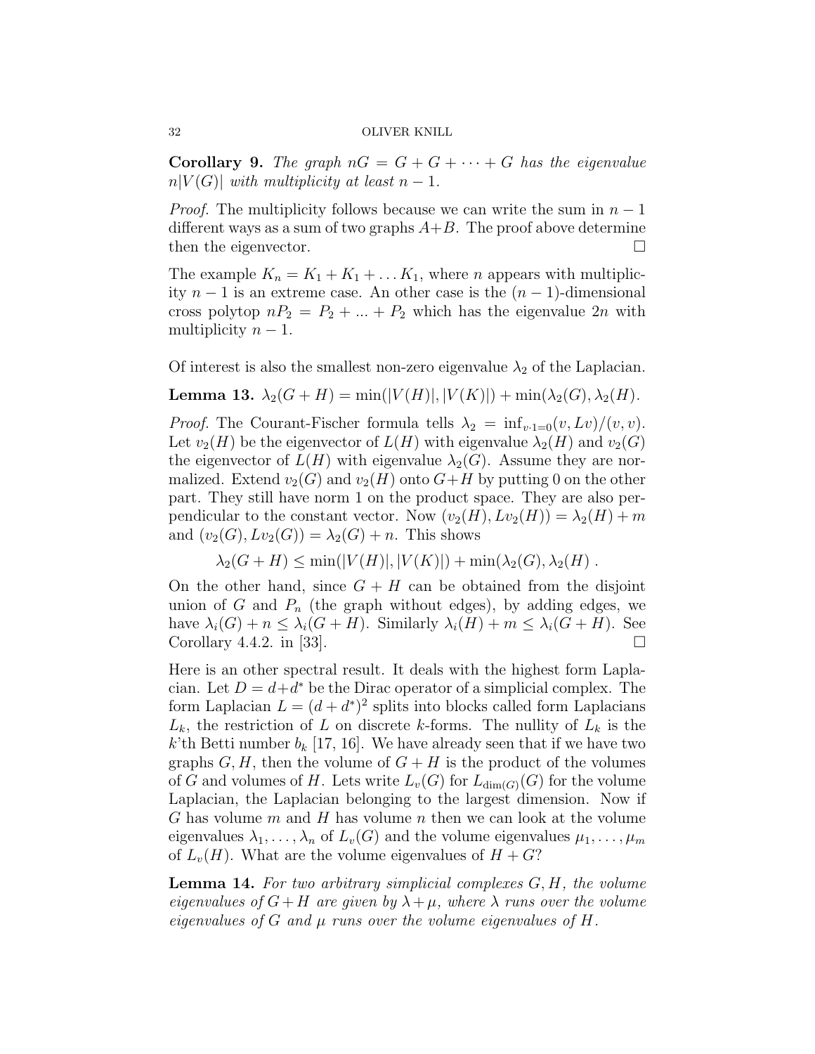**Corollary 9.** *The graph $nG = G + G + \cdots + G$ has the eigenvalue $n|V(G)|$ with multiplicity at least $n-1$.*

*Proof.* The multiplicity follows because we can write the sum in $n-1$ different ways as a sum of two graphs $A+B$. The proof above determine then the eigenvector. □

The example $K_n = K_1 + K_1 + \dots K_1$, where $n$ appears with multiplicity $n-1$ is an extreme case. An other case is the $(n-1)$-dimensional cross polytop $nP_2 = P_2 + ... + P_2$ which has the eigenvalue $2n$ with multiplicity $n-1$.

Of interest is also the smallest non-zero eigenvalue $\lambda_2$ of the Laplacian.

**Lemma 13.** $\lambda_2(G+H) = \min(|V(H)|, |V(K)|) + \min(\lambda_2(G), \lambda_2(H)$.

*Proof.* The Courant-Fischer formula tells $\lambda_2 = \inf_{v \cdot 1 = 0}(v, Lv)/(v, v)$. Let $v_2(H)$ be the eigenvector of $L(H)$ with eigenvalue $\lambda_2(H)$ and $v_2(G)$ the eigenvector of $L(H)$ with eigenvalue $\lambda_2(G)$. Assume they are normalized. Extend $v_2(G)$ and $v_2(H)$ onto $G+H$ by putting 0 on the other part. They still have norm 1 on the product space. They are also perpendicular to the constant vector. Now $(v_2(H), Lv_2(H)) = \lambda_2(H) + m$ and $(v_2(G), Lv_2(G)) = \lambda_2(G) + n$. This shows

$$\lambda_2(G+H) \leq \min(|V(H)|, |V(K)|) + \min(\lambda_2(G), \lambda_2(H) \; .$$

On the other hand, since $G+H$ can be obtained from the disjoint union of $G$ and $P_n$ (the graph without edges), by adding edges, we have $\lambda_i(G) + n \leq \lambda_i(G+H)$. Similarly $\lambda_i(H) + m \leq \lambda_i(G+H)$. See Corollary 4.4.2. in [33]. □

Here is an other spectral result. It deals with the highest form Laplacian. Let $D = d + d^*$ be the Dirac operator of a simplicial complex. The form Laplacian $L = (d + d^*)^2$ splits into blocks called form Laplacians $L_k$, the restriction of $L$ on discrete $k$-forms. The nullity of $L_k$ is the $k$'th Betti number $b_k$ [17, 16]. We have already seen that if we have two graphs $G, H$, then the volume of $G+H$ is the product of the volumes of $G$ and volumes of $H$. Lets write $L_v(G)$ for $L_{\dim(G)}(G)$ for the volume Laplacian, the Laplacian belonging to the largest dimension. Now if $G$ has volume $m$ and $H$ has volume $n$ then we can look at the volume eigenvalues $\lambda_1, \dots, \lambda_n$ of $L_v(G)$ and the volume eigenvalues $\mu_1, \dots, \mu_m$ of $L_v(H)$. What are the volume eigenvalues of $H+G$?

**Lemma 14.** *For two arbitrary simplicial complexes $G, H$, the volume eigenvalues of $G+H$ are given by $\lambda + \mu$, where $\lambda$ runs over the volume eigenvalues of $G$ and $\mu$ runs over the volume eigenvalues of $H$.*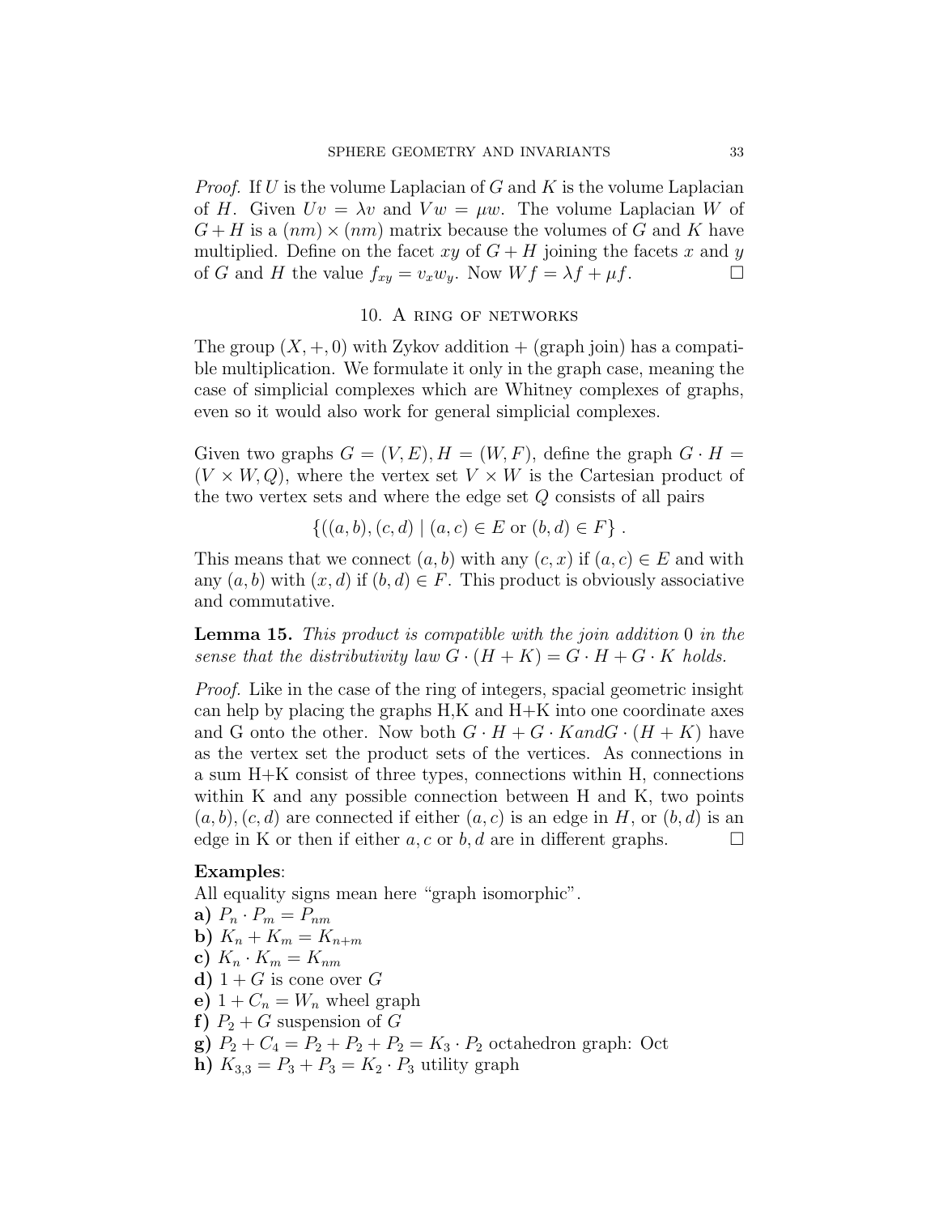*Proof.* If $U$ is the volume Laplacian of $G$ and $K$ is the volume Laplacian of $H$. Given $Uv = \lambda v$ and $Vw = \mu w$. The volume Laplacian $W$ of $G + H$ is a $(nm) \times (nm)$ matrix because the volumes of $G$ and $K$ have multiplied. Define on the facet $xy$ of $G + H$ joining the facets $x$ and $y$ of $G$ and $H$ the value $f_{xy} = v_x w_y$. Now $Wf = \lambda f + \mu f$. $\square$

## 10. A ring of networks

The group $(X, +, 0)$ with Zykov addition $+$ (graph join) has a compatible multiplication. We formulate it only in the graph case, meaning the case of simplicial complexes which are Whitney complexes of graphs, even so it would also work for general simplicial complexes.

Given two graphs $G = (V, E), H = (W, F)$, define the graph $G \cdot H = (V \times W, Q)$, where the vertex set $V \times W$ is the Cartesian product of the two vertex sets and where the edge set $Q$ consists of all pairs

$$\{((a, b), (c, d) \mid (a, c) \in E \text{ or } (b, d) \in F\} .$$

This means that we connect $(a, b)$ with any $(c, x)$ if $(a, c) \in E$ and with any $(a, b)$ with $(x, d)$ if $(b, d) \in F$. This product is obviously associative and commutative.

**Lemma 15.** *This product is compatible with the join addition* $0$ *in the sense that the distributivity law* $G \cdot (H + K) = G \cdot H + G \cdot K$ *holds.*

*Proof.* Like in the case of the ring of integers, spacial geometric insight can help by placing the graphs H,K and H+K into one coordinate axes and G onto the other. Now both $G \cdot H + G \cdot K and G \cdot (H + K)$ have as the vertex set the product sets of the vertices. As connections in a sum H+K consist of three types, connections within H, connections within K and any possible connection between H and K, two points $(a, b), (c, d)$ are connected if either $(a, c)$ is an edge in $H$, or $(b, d)$ is an edge in K or then if either $a, c$ or $b, d$ are in different graphs. $\square$

**Examples**:
All equality signs mean here "graph isomorphic".
**a)** $P_n \cdot P_m = P_{nm}$
**b)** $K_n + K_m = K_{n+m}$
**c)** $K_n \cdot K_m = K_{nm}$
**d)** $1 + G$ is cone over $G$
**e)** $1 + C_n = W_n$ wheel graph
**f)** $P_2 + G$ suspension of $G$
**g)** $P_2 + C_4 = P_2 + P_2 + P_2 = K_3 \cdot P_2$ octahedron graph: Oct
**h)** $K_{3,3} = P_3 + P_3 = K_2 \cdot P_3$ utility graph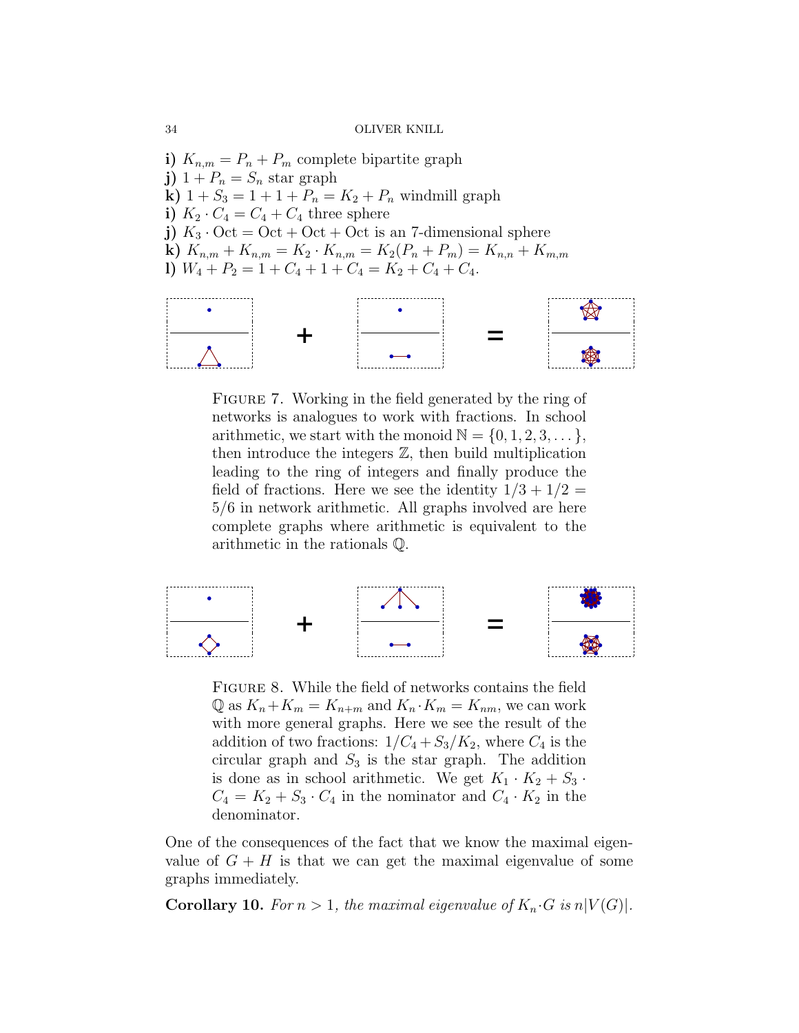**i)** $K_{n,m} = P_n + P_m$ complete bipartite graph
**j)** $1 + P_n = S_n$ star graph
**k)** $1 + S_3 = 1 + 1 + P_n = K_2 + P_n$ windmill graph
**i)** $K_2 \cdot C_4 = C_4 + C_4$ three sphere
**j)** $K_3 \cdot \text{Oct} = \text{Oct} + \text{Oct} + \text{Oct}$ is an 7-dimensional sphere
**k)** $K_{n,m} + K_{n,m} = K_2 \cdot K_{n,m} = K_2(P_n + P_m) = K_{n,n} + K_{m,m}$
**l)** $W_4 + P_2 = 1 + C_4 + 1 + C_4 = K_2 + C_4 + C_4$.

Figure 7. Working in the field generated by the ring of networks is analogues to work with fractions. In school arithmetic, we start with the monoid $\mathbb{N} = \{0, 1, 2, 3, \dots\}$, then introduce the integers $\mathbb{Z}$, then build multiplication leading to the ring of integers and finally produce the field of fractions. Here we see the identity $1/3 + 1/2 = 5/6$ in network arithmetic. All graphs involved are here complete graphs where arithmetic is equivalent to the arithmetic in the rationals $\mathbb{Q}$.

Figure 8. While the field of networks contains the field $\mathbb{Q}$ as $K_n + K_m = K_{n+m}$ and $K_n \cdot K_m = K_{nm}$, we can work with more general graphs. Here we see the result of the addition of two fractions: $1/C_4 + S_3/K_2$, where $C_4$ is the circular graph and $S_3$ is the star graph. The addition is done as in school arithmetic. We get $K_1 \cdot K_2 + S_3 \cdot C_4 = K_2 + S_3 \cdot C_4$ in the nominator and $C_4 \cdot K_2$ in the denominator.

One of the consequences of the fact that we know the maximal eigenvalue of $G + H$ is that we can get the maximal eigenvalue of some graphs immediately.

**Corollary 10.** *For $n > 1$, the maximal eigenvalue of $K_n \cdot G$ is $n|V(G)|$.*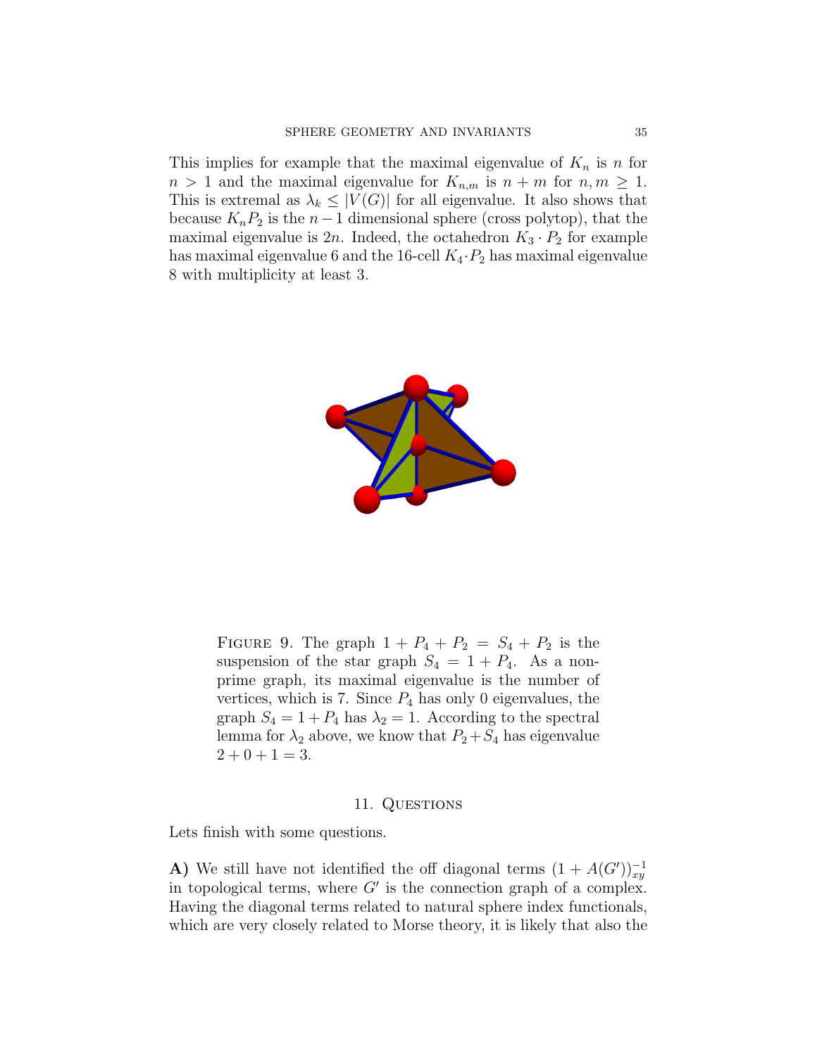This implies for example that the maximal eigenvalue of $K_n$ is $n$ for $n > 1$ and the maximal eigenvalue for $K_{n,m}$ is $n + m$ for $n, m \geq 1$. This is extremal as $\lambda_k \leq |V(G)|$ for all eigenvalue. It also shows that because $K_n P_2$ is the $n-1$ dimensional sphere (cross polytop), that the maximal eigenvalue is $2n$. Indeed, the octahedron $K_3 \cdot P_2$ for example has maximal eigenvalue 6 and the 16-cell $K_4 \cdot P_2$ has maximal eigenvalue 8 with multiplicity at least 3.

Figure 9. The graph $1 + P_4 + P_2 = S_4 + P_2$ is the suspension of the star graph $S_4 = 1 + P_4$. As a non-prime graph, its maximal eigenvalue is the number of vertices, which is 7. Since $P_4$ has only 0 eigenvalues, the graph $S_4 = 1 + P_4$ has $\lambda_2 = 1$. According to the spectral lemma for $\lambda_2$ above, we know that $P_2 + S_4$ has eigenvalue $2 + 0 + 1 = 3$.

## 11. Questions

Lets finish with some questions.

**A)** We still have not identified the off diagonal terms $(1 + A(G'))^{-1}_{xy}$ in topological terms, where $G'$ is the connection graph of a complex. Having the diagonal terms related to natural sphere index functionals, which are very closely related to Morse theory, it is likely that also the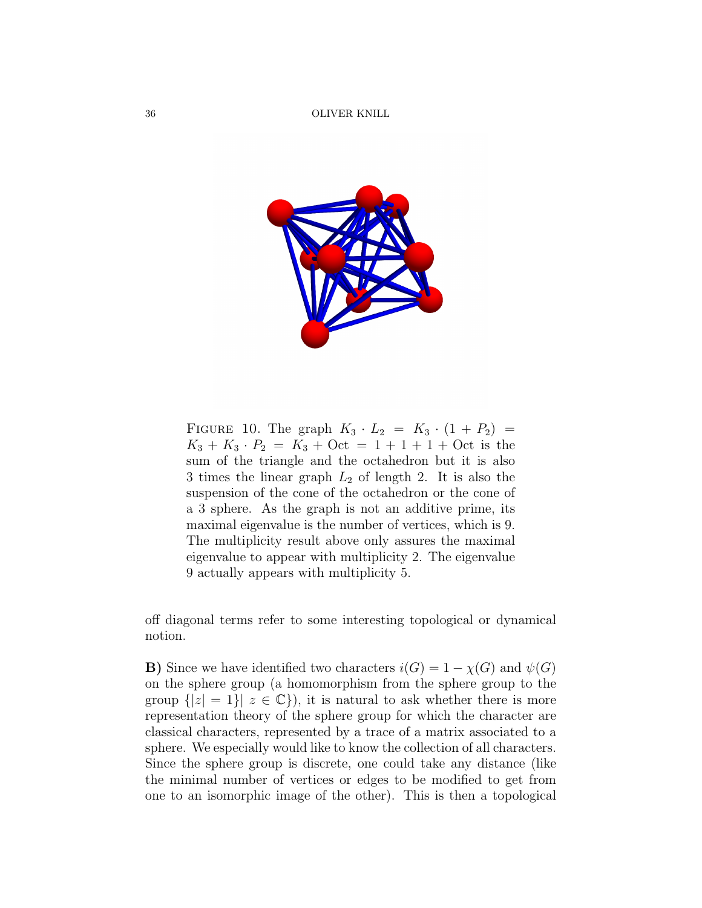FIGURE 10. The graph $K_3 \cdot L_2 = K_3 \cdot (1 + P_2) = K_3 + K_3 \cdot P_2 = K_3 + \text{Oct} = 1 + 1 + 1 + \text{Oct}$ is the sum of the triangle and the octahedron but it is also 3 times the linear graph $L_2$ of length 2. It is also the suspension of the cone of the octahedron or the cone of a 3 sphere. As the graph is not an additive prime, its maximal eigenvalue is the number of vertices, which is 9. The multiplicity result above only assures the maximal eigenvalue to appear with multiplicity 2. The eigenvalue 9 actually appears with multiplicity 5.

off diagonal terms refer to some interesting topological or dynamical notion.

**B)** Since we have identified two characters $i(G) = 1 - \chi(G)$ and $\psi(G)$ on the sphere group (a homomorphism from the sphere group to the group $\{|z| = 1\}| \; z \in \mathbb{C}\}$), it is natural to ask whether there is more representation theory of the sphere group for which the character are classical characters, represented by a trace of a matrix associated to a sphere. We especially would like to know the collection of all characters. Since the sphere group is discrete, one could take any distance (like the minimal number of vertices or edges to be modified to get from one to an isomorphic image of the other). This is then a topological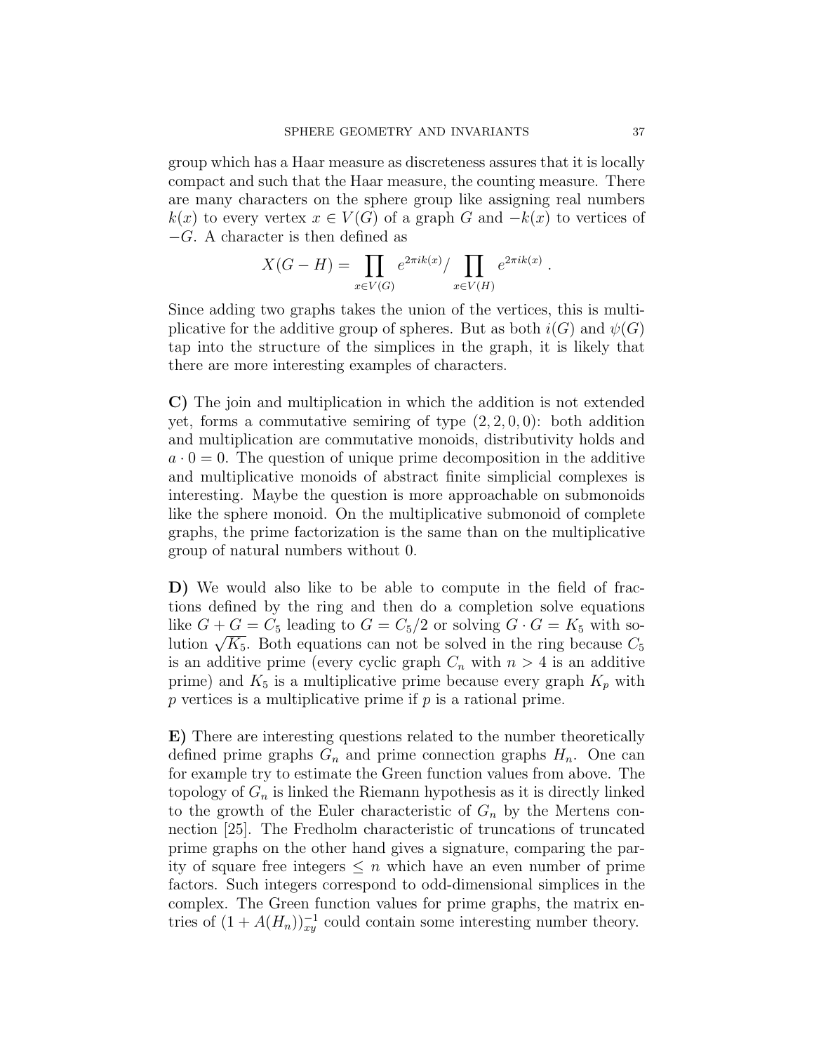group which has a Haar measure as discreteness assures that it is locally compact and such that the Haar measure, the counting measure. There are many characters on the sphere group like assigning real numbers $k(x)$ to every vertex $x \in V(G)$ of a graph $G$ and $-k(x)$ to vertices of $-G$. A character is then defined as

$$X(G-H) = \prod_{x \in V(G)} e^{2\pi i k(x)} / \prod_{x \in V(H)} e^{2\pi i k(x)} .$$

Since adding two graphs takes the union of the vertices, this is multiplicative for the additive group of spheres. But as both $i(G)$ and $\psi(G)$ tap into the structure of the simplices in the graph, it is likely that there are more interesting examples of characters.

**C)** The join and multiplication in which the addition is not extended yet, forms a commutative semiring of type $(2, 2, 0, 0)$: both addition and multiplication are commutative monoids, distributivity holds and $a \cdot 0 = 0$. The question of unique prime decomposition in the additive and multiplicative monoids of abstract finite simplicial complexes is interesting. Maybe the question is more approachable on submonoids like the sphere monoid. On the multiplicative submonoid of complete graphs, the prime factorization is the same than on the multiplicative group of natural numbers without 0.

**D)** We would also like to be able to compute in the field of fractions defined by the ring and then do a completion solve equations like $G + G = C_5$ leading to $G = C_5/2$ or solving $G \cdot G = K_5$ with solution $\sqrt{K_5}$. Both equations can not be solved in the ring because $C_5$ is an additive prime (every cyclic graph $C_n$ with $n > 4$ is an additive prime) and $K_5$ is a multiplicative prime because every graph $K_p$ with $p$ vertices is a multiplicative prime if $p$ is a rational prime.

**E)** There are interesting questions related to the number theoretically defined prime graphs $G_n$ and prime connection graphs $H_n$. One can for example try to estimate the Green function values from above. The topology of $G_n$ is linked the Riemann hypothesis as it is directly linked to the growth of the Euler characteristic of $G_n$ by the Mertens connection [25]. The Fredholm characteristic of truncations of truncated prime graphs on the other hand gives a signature, comparing the parity of square free integers $\leq n$ which have an even number of prime factors. Such integers correspond to odd-dimensional simplices in the complex. The Green function values for prime graphs, the matrix entries of $(1 + A(H_n))^{-1}_{xy}$ could contain some interesting number theory.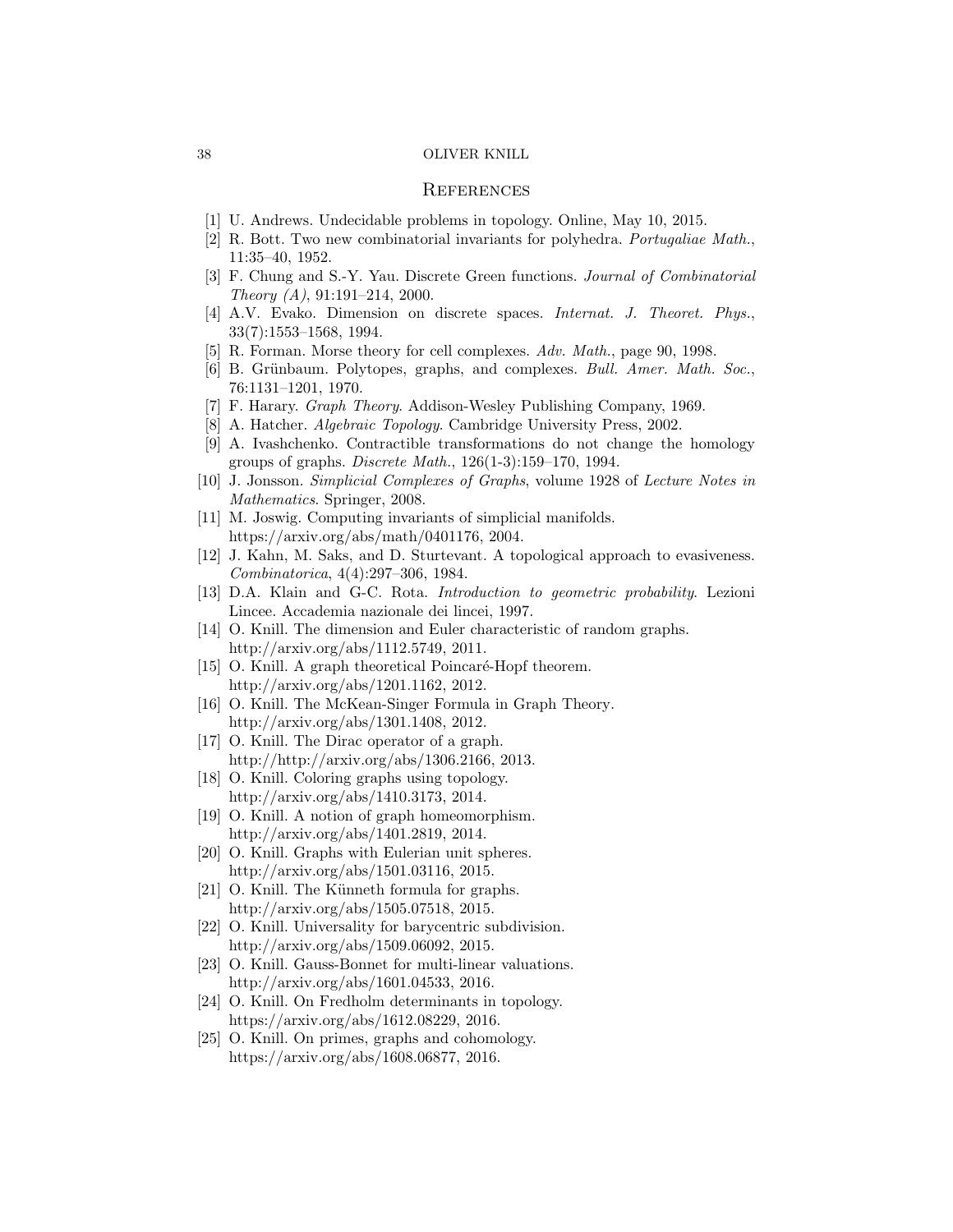## References

[1] U. Andrews. Undecidable problems in topology. Online, May 10, 2015.

[2] R. Bott. Two new combinatorial invariants for polyhedra. *Portugaliae Math.*, 11:35–40, 1952.

[3] F. Chung and S.-Y. Yau. Discrete Green functions. *Journal of Combinatorial Theory (A)*, 91:191–214, 2000.

[4] A.V. Evako. Dimension on discrete spaces. *Internat. J. Theoret. Phys.*, 33(7):1553–1568, 1994.

[5] R. Forman. Morse theory for cell complexes. *Adv. Math.*, page 90, 1998.

[6] B. Grünbaum. Polytopes, graphs, and complexes. *Bull. Amer. Math. Soc.*, 76:1131–1201, 1970.

[7] F. Harary. *Graph Theory*. Addison-Wesley Publishing Company, 1969.

[8] A. Hatcher. *Algebraic Topology*. Cambridge University Press, 2002.

[9] A. Ivashchenko. Contractible transformations do not change the homology groups of graphs. *Discrete Math.*, 126(1-3):159–170, 1994.

[10] J. Jonsson. *Simplicial Complexes of Graphs*, volume 1928 of *Lecture Notes in Mathematics*. Springer, 2008.

[11] M. Joswig. Computing invariants of simplicial manifolds. https://arxiv.org/abs/math/0401176, 2004.

[12] J. Kahn, M. Saks, and D. Sturtevant. A topological approach to evasiveness. *Combinatorica*, 4(4):297–306, 1984.

[13] D.A. Klain and G-C. Rota. *Introduction to geometric probability*. Lezioni Lincee. Accademia nazionale dei lincei, 1997.

[14] O. Knill. The dimension and Euler characteristic of random graphs. http://arxiv.org/abs/1112.5749, 2011.

[15] O. Knill. A graph theoretical Poincaré-Hopf theorem. http://arxiv.org/abs/1201.1162, 2012.

[16] O. Knill. The McKean-Singer Formula in Graph Theory. http://arxiv.org/abs/1301.1408, 2012.

[17] O. Knill. The Dirac operator of a graph. http://http://arxiv.org/abs/1306.2166, 2013.

[18] O. Knill. Coloring graphs using topology. http://arxiv.org/abs/1410.3173, 2014.

[19] O. Knill. A notion of graph homeomorphism. http://arxiv.org/abs/1401.2819, 2014.

[20] O. Knill. Graphs with Eulerian unit spheres. http://arxiv.org/abs/1501.03116, 2015.

[21] O. Knill. The Künneth formula for graphs. http://arxiv.org/abs/1505.07518, 2015.

[22] O. Knill. Universality for barycentric subdivision. http://arxiv.org/abs/1509.06092, 2015.

[23] O. Knill. Gauss-Bonnet for multi-linear valuations. http://arxiv.org/abs/1601.04533, 2016.

[24] O. Knill. On Fredholm determinants in topology. https://arxiv.org/abs/1612.08229, 2016.

[25] O. Knill. On primes, graphs and cohomology. https://arxiv.org/abs/1608.06877, 2016.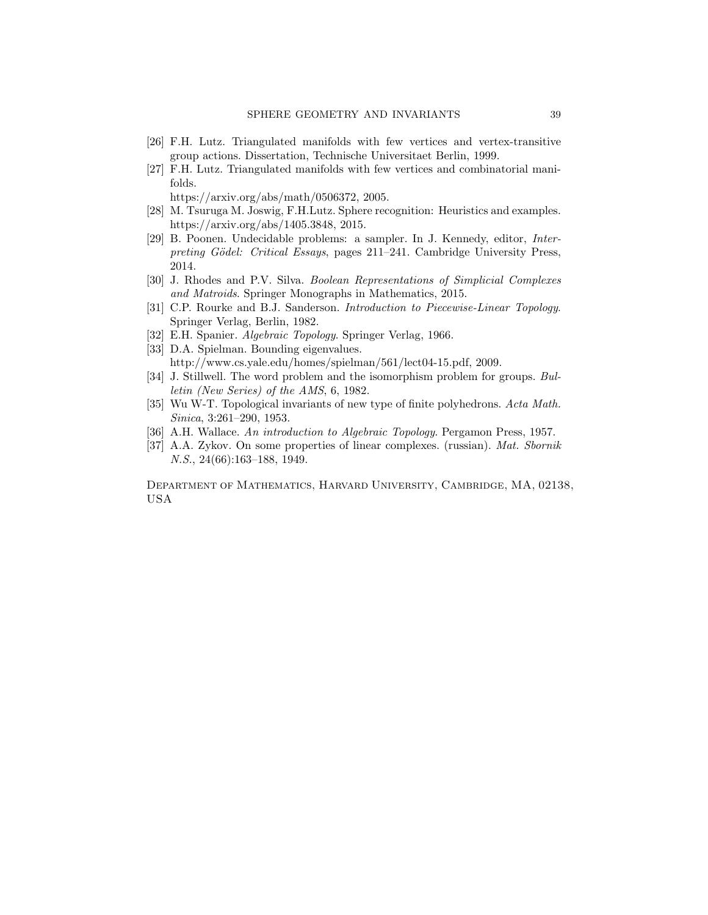[26] F.H. Lutz. Triangulated manifolds with few vertices and vertex-transitive group actions. Dissertation, Technische Universitaet Berlin, 1999.

[27] F.H. Lutz. Triangulated manifolds with few vertices and combinatorial manifolds.
https://arxiv.org/abs/math/0506372, 2005.

[28] M. Tsuruga M. Joswig, F.H.Lutz. Sphere recognition: Heuristics and examples. https://arxiv.org/abs/1405.3848, 2015.

[29] B. Poonen. Undecidable problems: a sampler. In J. Kennedy, editor, *Interpreting Gödel: Critical Essays*, pages 211–241. Cambridge University Press, 2014.

[30] J. Rhodes and P.V. Silva. *Boolean Representations of Simplicial Complexes and Matroids*. Springer Monographs in Mathematics, 2015.

[31] C.P. Rourke and B.J. Sanderson. *Introduction to Piecewise-Linear Topology*. Springer Verlag, Berlin, 1982.

[32] E.H. Spanier. *Algebraic Topology*. Springer Verlag, 1966.

[33] D.A. Spielman. Bounding eigenvalues.
http://www.cs.yale.edu/homes/spielman/561/lect04-15.pdf, 2009.

[34] J. Stillwell. The word problem and the isomorphism problem for groups. *Bulletin (New Series) of the AMS*, 6, 1982.

[35] Wu W-T. Topological invariants of new type of finite polyhedrons. *Acta Math. Sinica*, 3:261–290, 1953.

[36] A.H. Wallace. *An introduction to Algebraic Topology*. Pergamon Press, 1957.

[37] A.A. Zykov. On some properties of linear complexes. (russian). *Mat. Sbornik N.S.*, 24(66):163–188, 1949.

Department of Mathematics, Harvard University, Cambridge, MA, 02138, USA